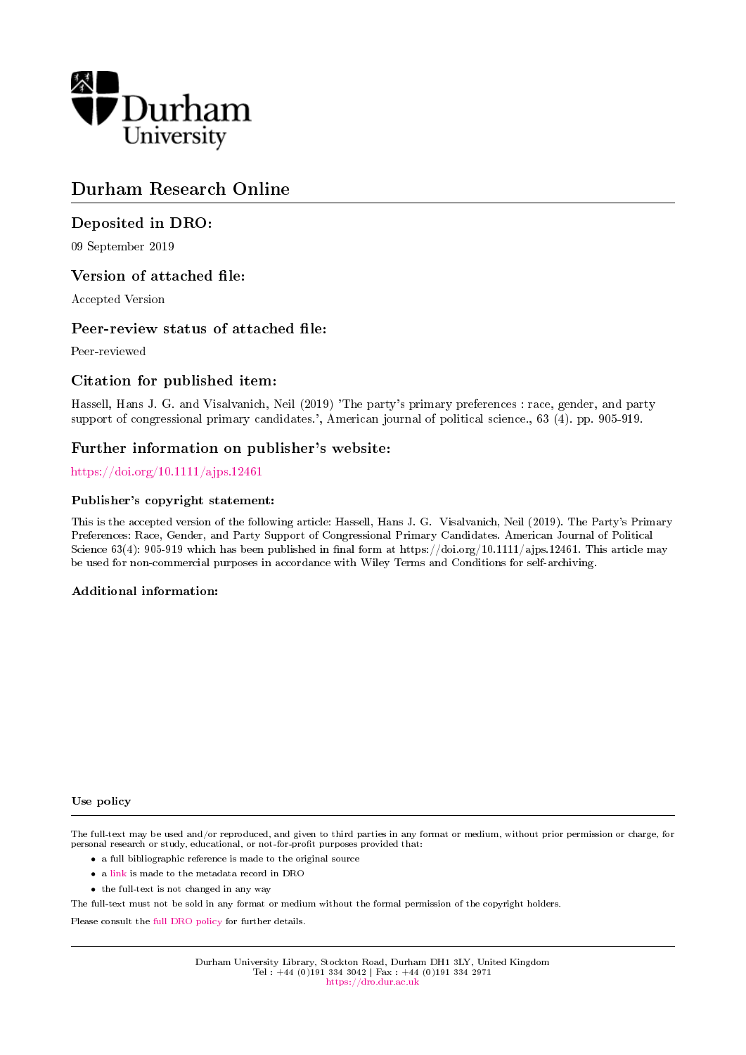# Durham Research Online

## Deposited in DRO:

09 September 2019

## Version of attached file:

Accepted Version

## Peer-review status of attached file:

Peer-reviewed

## Citation for published item:

Hassell, Hans J. G. and Visalvanich, Neil (2019) 'The party's primary preferences : race, gender, and party support of congressional primary candidates.', American journal of political science., 63 (4). pp. 905-919.

## Further information on publisher's website:

https://doi.org/10.1111/ajps.12461

### Publisher's copyright statement:

This is the accepted version of the following article: Hassell, Hans J. G. Visalvanich, Neil (2019). The Party's Primary Preferences: Race, Gender, and Party Support of Congressional Primary Candidates. American Journal of Political Science 63(4): 905-919 which has been published in final form at https://doi.org/10.1111/ajps.12461. This article may be used for non-commercial purposes in accordance with Wiley Terms and Conditions for self-archiving.

### Additional information:

### Use policy

The full-text may be used and/or reproduced, and given to third parties in any format or medium, without prior permission or charge, for personal research or study, educational, or not-for-profit purposes provided that:

- a full bibliographic reference is made to the original source
- a link is made to the metadata record in DRO
- the full-text is not changed in any way

The full-text must not be sold in any format or medium without the formal permission of the copyright holders.

Please consult the full DRO policy for further details.

Durham University Library, Stockton Road, Durham DH1 3LY, United Kingdom
Tel : +44 (0)191 334 3042 | Fax : +44 (0)191 334 2971
https://dro.dur.ac.uk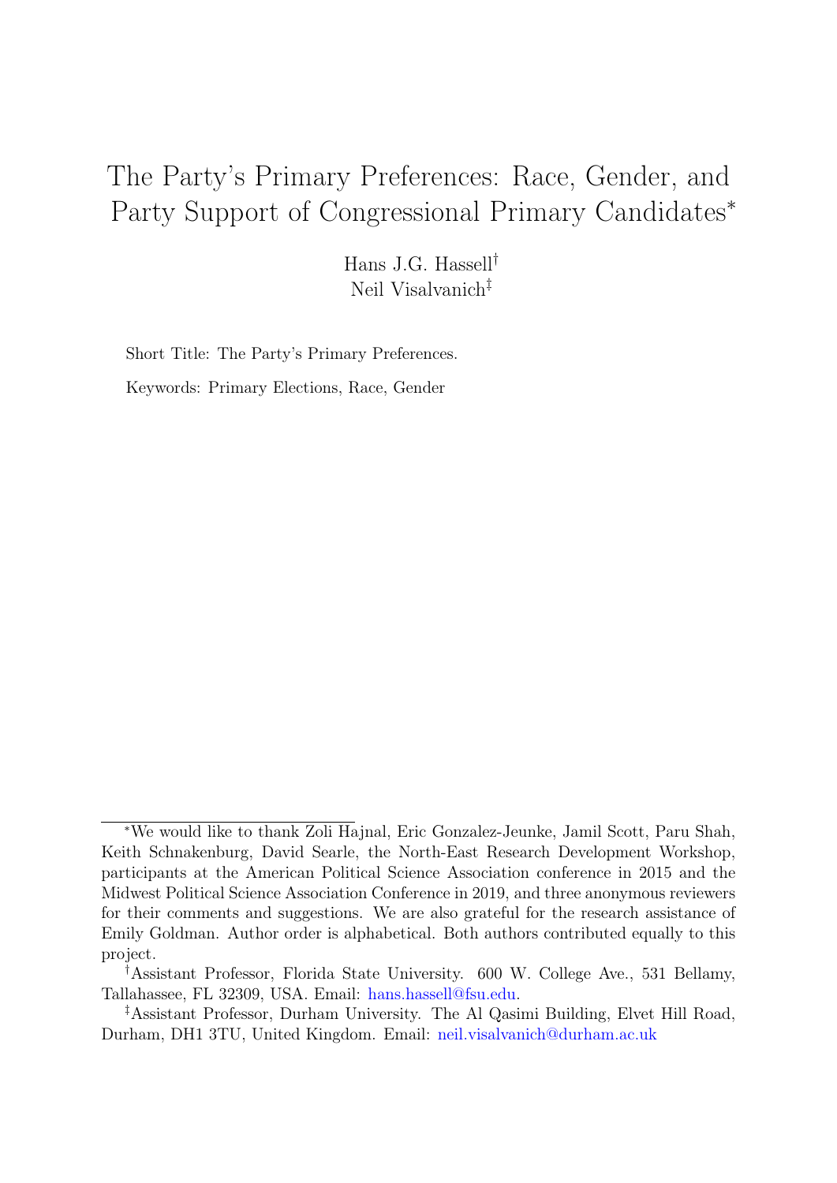# The Party's Primary Preferences: Race, Gender, and Party Support of Congressional Primary Candidates*

Hans J.G. Hassell[†]
Neil Visalvanich[‡]

Short Title: The Party's Primary Preferences.

Keywords: Primary Elections, Race, Gender

---

*We would like to thank Zoli Hajnal, Eric Gonzalez-Jeunke, Jamil Scott, Paru Shah, Keith Schnakenburg, David Searle, the North-East Research Development Workshop, participants at the American Political Science Association conference in 2015 and the Midwest Political Science Association Conference in 2019, and three anonymous reviewers for their comments and suggestions. We are also grateful for the research assistance of Emily Goldman. Author order is alphabetical. Both authors contributed equally to this project.

[†]Assistant Professor, Florida State University. 600 W. College Ave., 531 Bellamy, Tallahassee, FL 32309, USA. Email: hans.hassell@fsu.edu.

[‡]Assistant Professor, Durham University. The Al Qasimi Building, Elvet Hill Road, Durham, DH1 3TU, United Kingdom. Email: neil.visalvanich@durham.ac.uk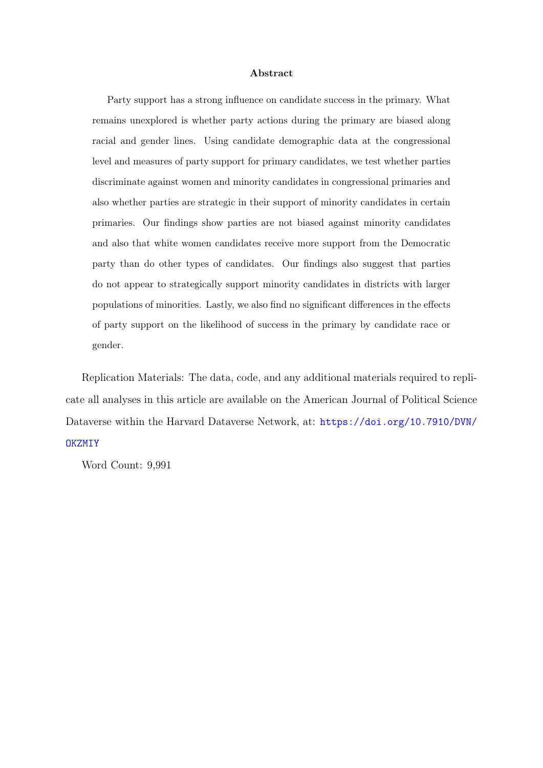## Abstract

Party support has a strong influence on candidate success in the primary. What remains unexplored is whether party actions during the primary are biased along racial and gender lines. Using candidate demographic data at the congressional level and measures of party support for primary candidates, we test whether parties discriminate against women and minority candidates in congressional primaries and also whether parties are strategic in their support of minority candidates in certain primaries. Our findings show parties are not biased against minority candidates and also that white women candidates receive more support from the Democratic party than do other types of candidates. Our findings also suggest that parties do not appear to strategically support minority candidates in districts with larger populations of minorities. Lastly, we also find no significant differences in the effects of party support on the likelihood of success in the primary by candidate race or gender.

Replication Materials: The data, code, and any additional materials required to replicate all analyses in this article are available on the American Journal of Political Science Dataverse within the Harvard Dataverse Network, at: https://doi.org/10.7910/DVN/OKZMIY

Word Count: 9,991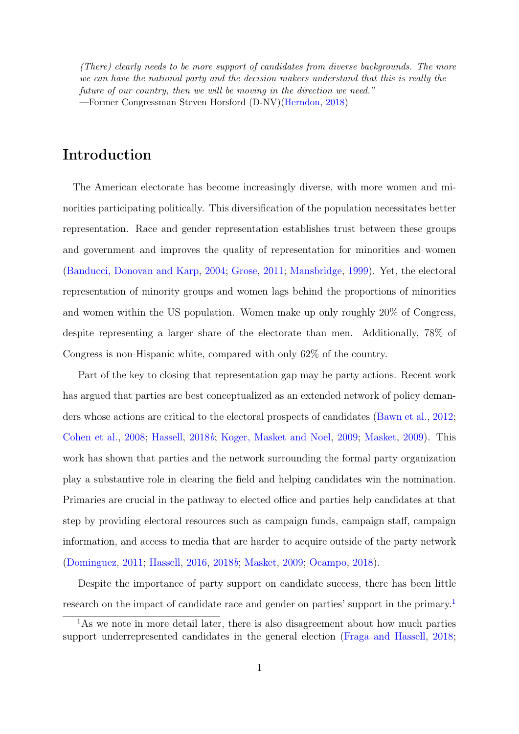*(There) clearly needs to be more support of candidates from diverse backgrounds. The more we can have the national party and the decision makers understand that this is really the future of our country, then we will be moving in the direction we need."*
—Former Congressman Steven Horsford (D-NV)(Herndon, 2018)

# Introduction

The American electorate has become increasingly diverse, with more women and minorities participating politically. This diversification of the population necessitates better representation. Race and gender representation establishes trust between these groups and government and improves the quality of representation for minorities and women (Banducci, Donovan and Karp, 2004; Grose, 2011; Mansbridge, 1999). Yet, the electoral representation of minority groups and women lags behind the proportions of minorities and women within the US population. Women make up only roughly 20% of Congress, despite representing a larger share of the electorate than men. Additionally, 78% of Congress is non-Hispanic white, compared with only 62% of the country.

Part of the key to closing that representation gap may be party actions. Recent work has argued that parties are best conceptualized as an extended network of policy demanders whose actions are critical to the electoral prospects of candidates (Bawn et al., 2012; Cohen et al., 2008; Hassell, 2018*b*; Koger, Masket and Noel, 2009; Masket, 2009). This work has shown that parties and the network surrounding the formal party organization play a substantive role in clearing the field and helping candidates win the nomination. Primaries are crucial in the pathway to elected office and parties help candidates at that step by providing electoral resources such as campaign funds, campaign staff, campaign information, and access to media that are harder to acquire outside of the party network (Dominguez, 2011; Hassell, 2016, 2018*b*; Masket, 2009; Ocampo, 2018).

Despite the importance of party support on candidate success, there has been little research on the impact of candidate race and gender on parties' support in the primary.[1]

[1] As we note in more detail later, there is also disagreement about how much parties support underrepresented candidates in the general election (Fraga and Hassell, 2018;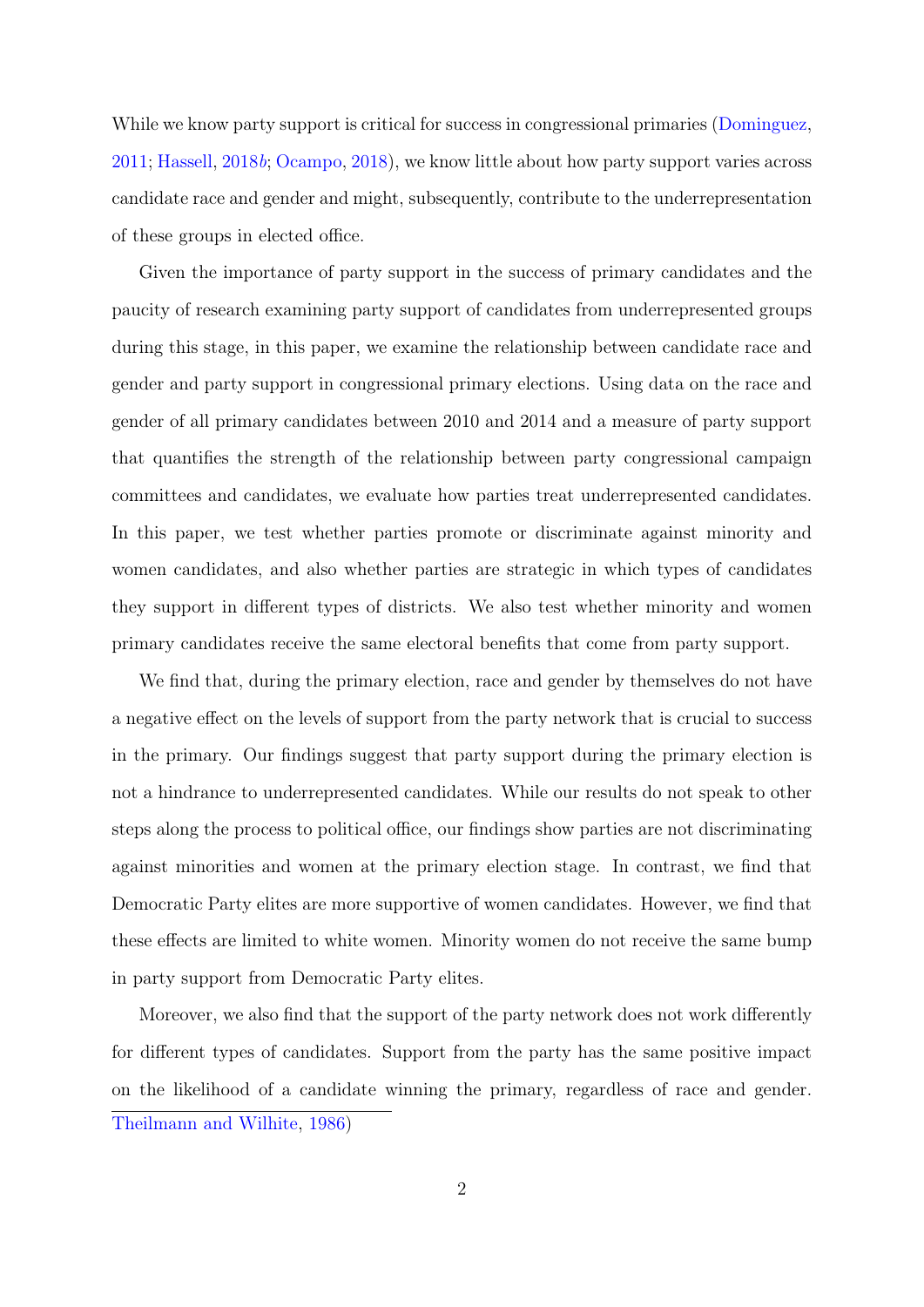While we know party support is critical for success in congressional primaries (Dominguez, 2011; Hassell, 2018*b*; Ocampo, 2018), we know little about how party support varies across candidate race and gender and might, subsequently, contribute to the underrepresentation of these groups in elected office.

Given the importance of party support in the success of primary candidates and the paucity of research examining party support of candidates from underrepresented groups during this stage, in this paper, we examine the relationship between candidate race and gender and party support in congressional primary elections. Using data on the race and gender of all primary candidates between 2010 and 2014 and a measure of party support that quantifies the strength of the relationship between party congressional campaign committees and candidates, we evaluate how parties treat underrepresented candidates. In this paper, we test whether parties promote or discriminate against minority and women candidates, and also whether parties are strategic in which types of candidates they support in different types of districts. We also test whether minority and women primary candidates receive the same electoral benefits that come from party support.

We find that, during the primary election, race and gender by themselves do not have a negative effect on the levels of support from the party network that is crucial to success in the primary. Our findings suggest that party support during the primary election is not a hindrance to underrepresented candidates. While our results do not speak to other steps along the process to political office, our findings show parties are not discriminating against minorities and women at the primary election stage. In contrast, we find that Democratic Party elites are more supportive of women candidates. However, we find that these effects are limited to white women. Minority women do not receive the same bump in party support from Democratic Party elites.

Moreover, we also find that the support of the party network does not work differently for different types of candidates. Support from the party has the same positive impact on the likelihood of a candidate winning the primary, regardless of race and gender.

---

Theilmann and Wilhite, 1986)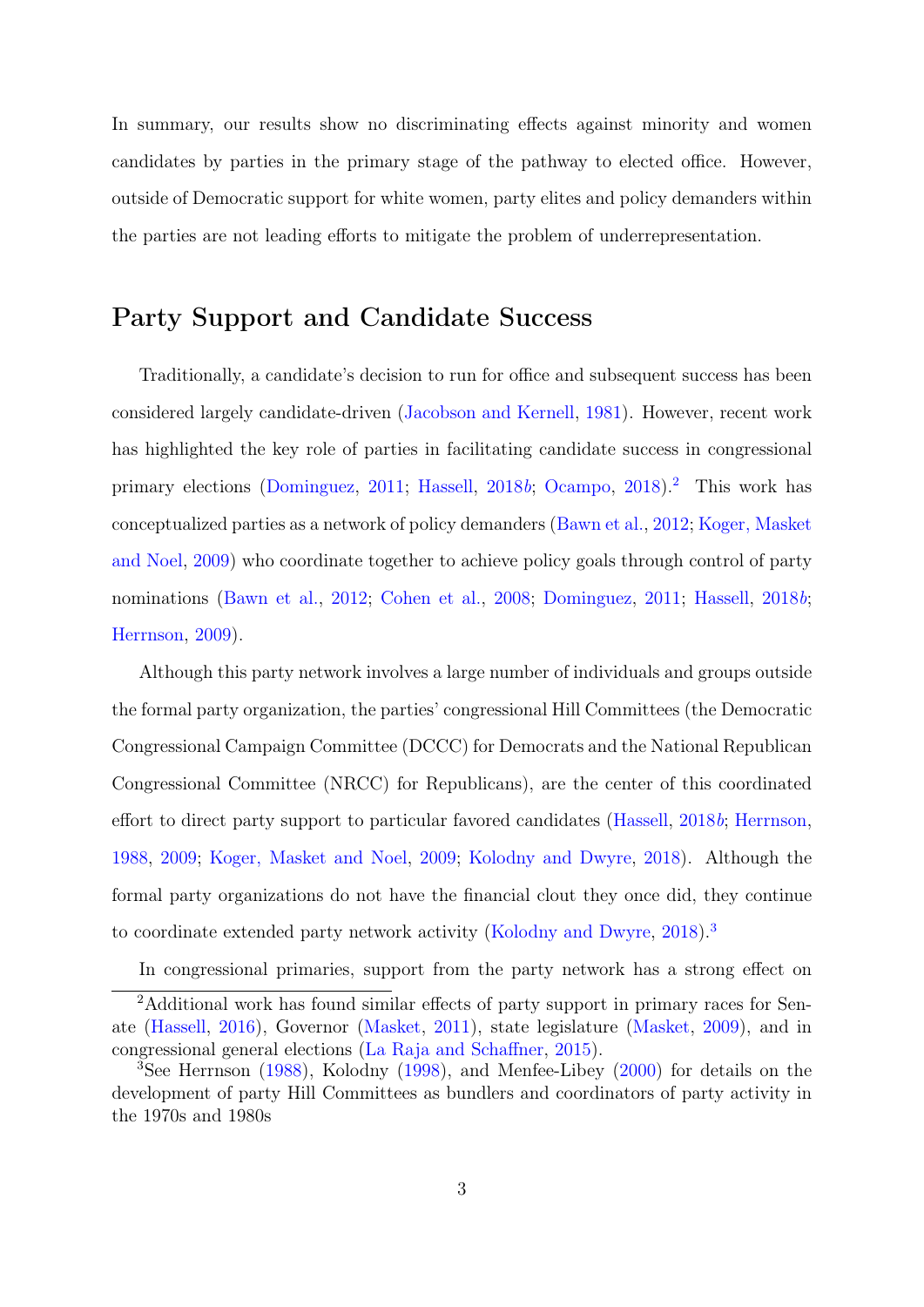In summary, our results show no discriminating effects against minority and women candidates by parties in the primary stage of the pathway to elected office. However, outside of Democratic support for white women, party elites and policy demanders within the parties are not leading efforts to mitigate the problem of underrepresentation.

## Party Support and Candidate Success

Traditionally, a candidate's decision to run for office and subsequent success has been considered largely candidate-driven (Jacobson and Kernell, 1981). However, recent work has highlighted the key role of parties in facilitating candidate success in congressional primary elections (Dominguez, 2011; Hassell, 2018*b*; Ocampo, 2018).[2] This work has conceptualized parties as a network of policy demanders (Bawn et al., 2012; Koger, Masket and Noel, 2009) who coordinate together to achieve policy goals through control of party nominations (Bawn et al., 2012; Cohen et al., 2008; Dominguez, 2011; Hassell, 2018*b*; Herrnson, 2009).

Although this party network involves a large number of individuals and groups outside the formal party organization, the parties' congressional Hill Committees (the Democratic Congressional Campaign Committee (DCCC) for Democrats and the National Republican Congressional Committee (NRCC) for Republicans), are the center of this coordinated effort to direct party support to particular favored candidates (Hassell, 2018*b*; Herrnson, 1988, 2009; Koger, Masket and Noel, 2009; Kolodny and Dwyre, 2018). Although the formal party organizations do not have the financial clout they once did, they continue to coordinate extended party network activity (Kolodny and Dwyre, 2018).[3]

In congressional primaries, support from the party network has a strong effect on

[2] Additional work has found similar effects of party support in primary races for Senate (Hassell, 2016), Governor (Masket, 2011), state legislature (Masket, 2009), and in congressional general elections (La Raja and Schaffner, 2015).

[3] See Herrnson (1988), Kolodny (1998), and Menfee-Libey (2000) for details on the development of party Hill Committees as bundlers and coordinators of party activity in the 1970s and 1980s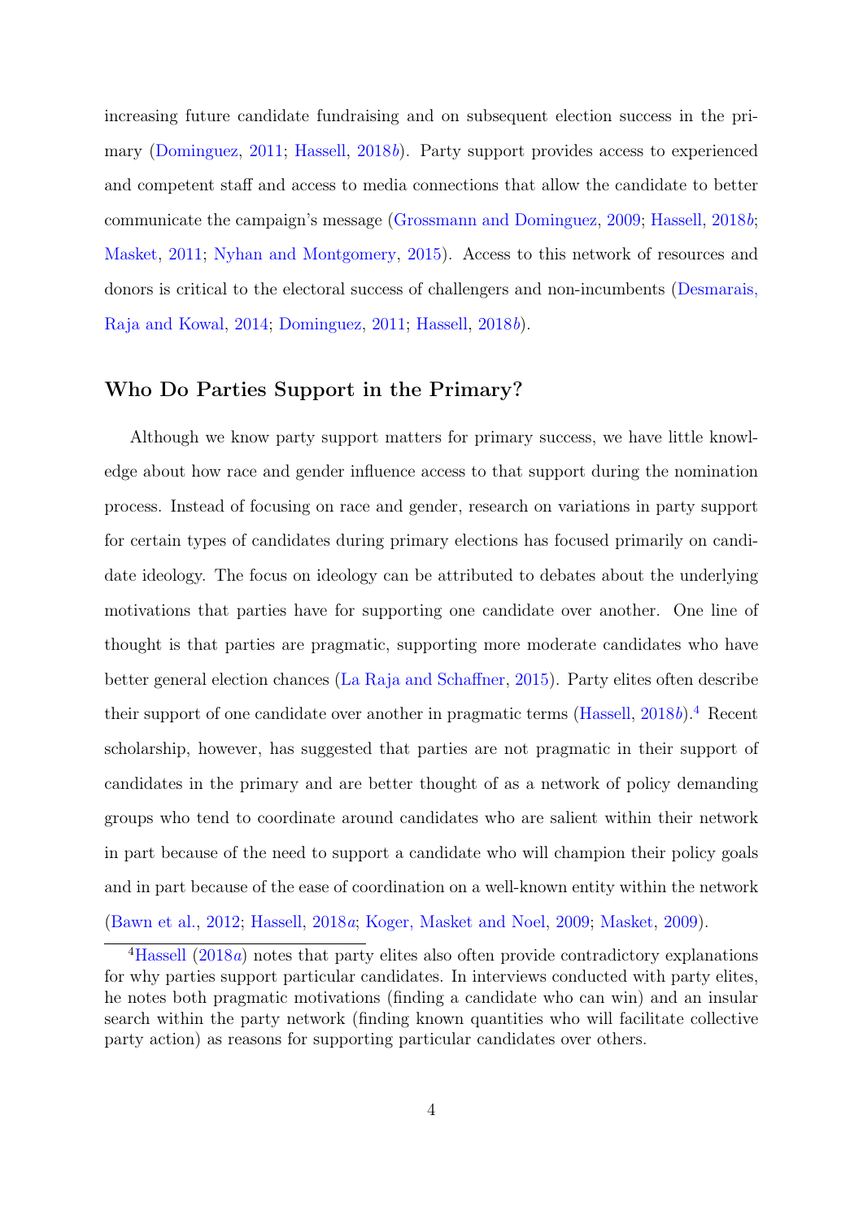increasing future candidate fundraising and on subsequent election success in the primary (Dominguez, 2011; Hassell, 2018b). Party support provides access to experienced and competent staff and access to media connections that allow the candidate to better communicate the campaign's message (Grossmann and Dominguez, 2009; Hassell, 2018b; Masket, 2011; Nyhan and Montgomery, 2015). Access to this network of resources and donors is critical to the electoral success of challengers and non-incumbents (Desmarais, Raja and Kowal, 2014; Dominguez, 2011; Hassell, 2018b).

## Who Do Parties Support in the Primary?

Although we know party support matters for primary success, we have little knowledge about how race and gender influence access to that support during the nomination process. Instead of focusing on race and gender, research on variations in party support for certain types of candidates during primary elections has focused primarily on candidate ideology. The focus on ideology can be attributed to debates about the underlying motivations that parties have for supporting one candidate over another. One line of thought is that parties are pragmatic, supporting more moderate candidates who have better general election chances (La Raja and Schaffner, 2015). Party elites often describe their support of one candidate over another in pragmatic terms (Hassell, 2018b).[4] Recent scholarship, however, has suggested that parties are not pragmatic in their support of candidates in the primary and are better thought of as a network of policy demanding groups who tend to coordinate around candidates who are salient within their network in part because of the need to support a candidate who will champion their policy goals and in part because of the ease of coordination on a well-known entity within the network (Bawn et al., 2012; Hassell, 2018a; Koger, Masket and Noel, 2009; Masket, 2009).

[4] Hassell (2018a) notes that party elites also often provide contradictory explanations for why parties support particular candidates. In interviews conducted with party elites, he notes both pragmatic motivations (finding a candidate who can win) and an insular search within the party network (finding known quantities who will facilitate collective party action) as reasons for supporting particular candidates over others.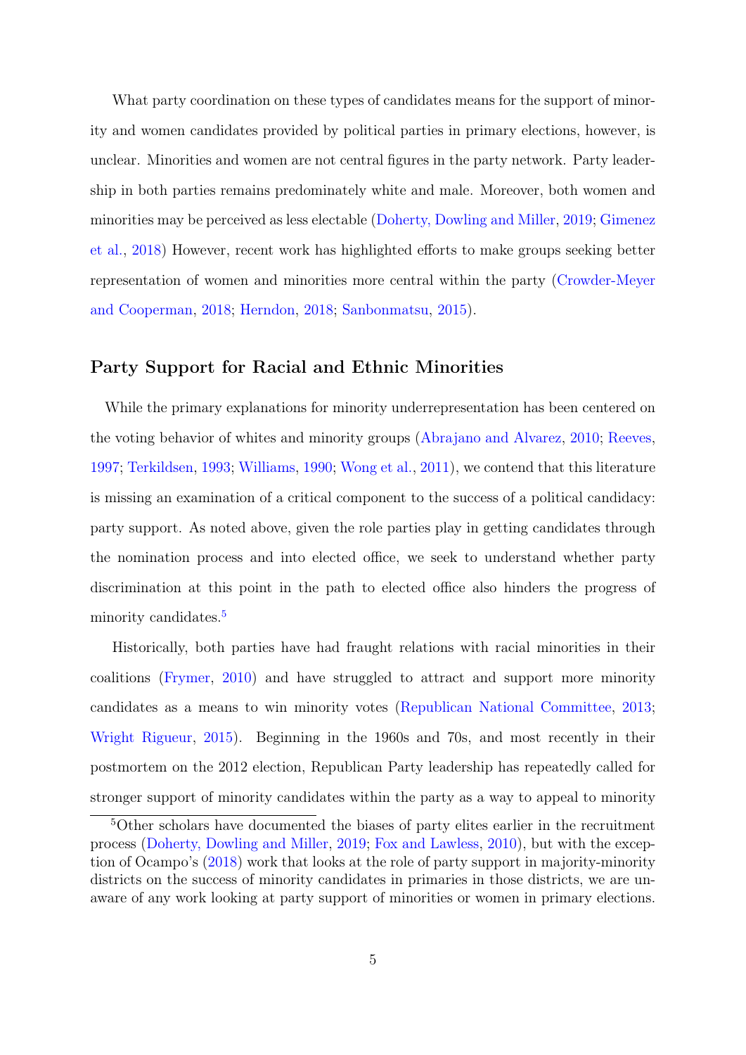What party coordination on these types of candidates means for the support of minority and women candidates provided by political parties in primary elections, however, is unclear. Minorities and women are not central figures in the party network. Party leadership in both parties remains predominately white and male. Moreover, both women and minorities may be perceived as less electable (Doherty, Dowling and Miller, 2019; Gimenez et al., 2018) However, recent work has highlighted efforts to make groups seeking better representation of women and minorities more central within the party (Crowder-Meyer and Cooperman, 2018; Herndon, 2018; Sanbonmatsu, 2015).

## Party Support for Racial and Ethnic Minorities

While the primary explanations for minority underrepresentation has been centered on the voting behavior of whites and minority groups (Abrajano and Alvarez, 2010; Reeves, 1997; Terkildsen, 1993; Williams, 1990; Wong et al., 2011), we contend that this literature is missing an examination of a critical component to the success of a political candidacy: party support. As noted above, given the role parties play in getting candidates through the nomination process and into elected office, we seek to understand whether party discrimination at this point in the path to elected office also hinders the progress of minority candidates.[5]

Historically, both parties have had fraught relations with racial minorities in their coalitions (Frymer, 2010) and have struggled to attract and support more minority candidates as a means to win minority votes (Republican National Committee, 2013; Wright Rigueur, 2015). Beginning in the 1960s and 70s, and most recently in their postmortem on the 2012 election, Republican Party leadership has repeatedly called for stronger support of minority candidates within the party as a way to appeal to minority

[5] Other scholars have documented the biases of party elites earlier in the recruitment process (Doherty, Dowling and Miller, 2019; Fox and Lawless, 2010), but with the exception of Ocampo's (2018) work that looks at the role of party support in majority-minority districts on the success of minority candidates in primaries in those districts, we are unaware of any work looking at party support of minorities or women in primary elections.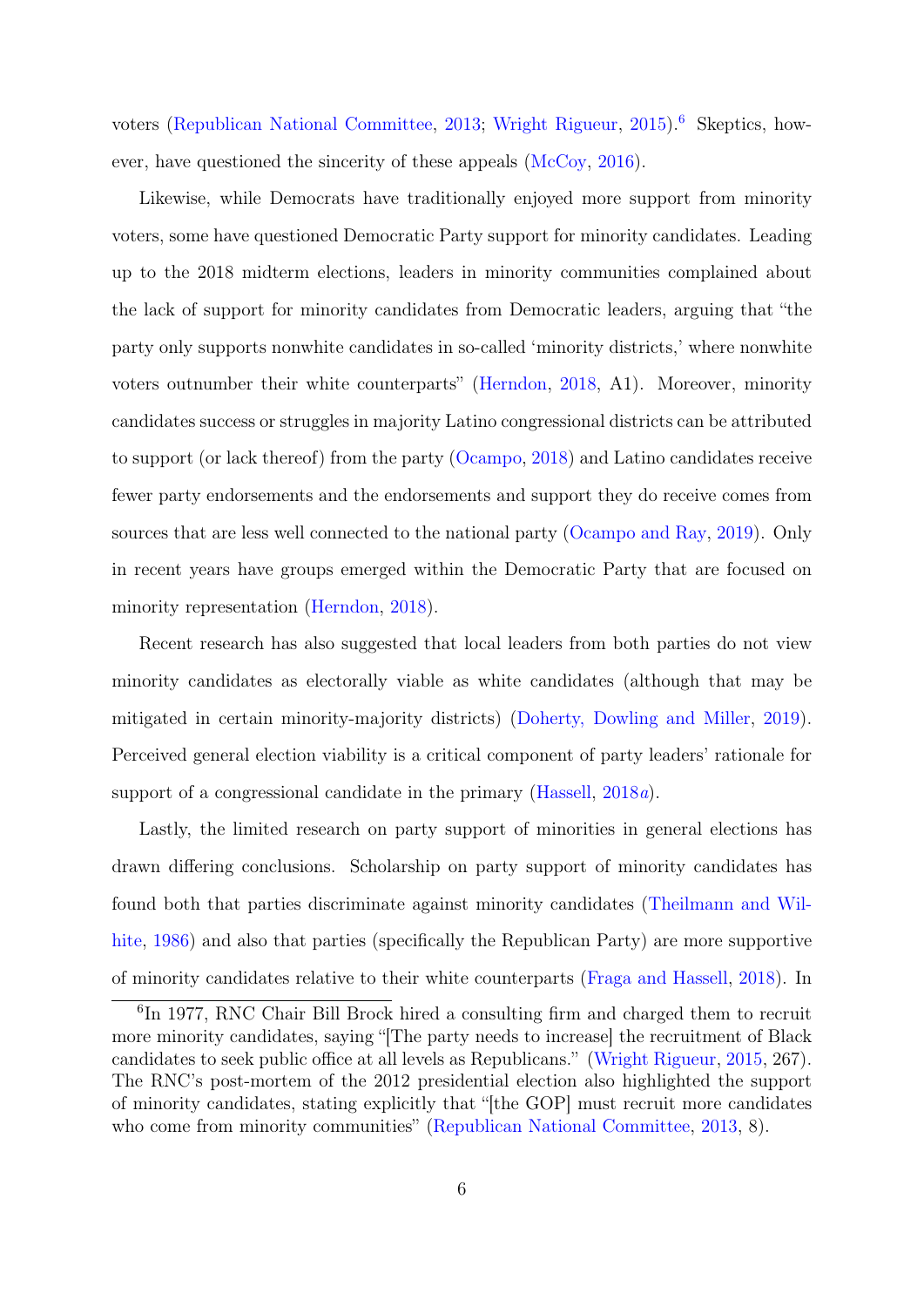voters (Republican National Committee, 2013; Wright Rigueur, 2015).[6] Skeptics, however, have questioned the sincerity of these appeals (McCoy, 2016).

Likewise, while Democrats have traditionally enjoyed more support from minority voters, some have questioned Democratic Party support for minority candidates. Leading up to the 2018 midterm elections, leaders in minority communities complained about the lack of support for minority candidates from Democratic leaders, arguing that "the party only supports nonwhite candidates in so-called 'minority districts,' where nonwhite voters outnumber their white counterparts" (Herndon, 2018, A1). Moreover, minority candidates success or struggles in majority Latino congressional districts can be attributed to support (or lack thereof) from the party (Ocampo, 2018) and Latino candidates receive fewer party endorsements and the endorsements and support they do receive comes from sources that are less well connected to the national party (Ocampo and Ray, 2019). Only in recent years have groups emerged within the Democratic Party that are focused on minority representation (Herndon, 2018).

Recent research has also suggested that local leaders from both parties do not view minority candidates as electorally viable as white candidates (although that may be mitigated in certain minority-majority districts) (Doherty, Dowling and Miller, 2019). Perceived general election viability is a critical component of party leaders' rationale for support of a congressional candidate in the primary (Hassell, 2018*a*).

Lastly, the limited research on party support of minorities in general elections has drawn differing conclusions. Scholarship on party support of minority candidates has found both that parties discriminate against minority candidates (Theilmann and Wilhite, 1986) and also that parties (specifically the Republican Party) are more supportive of minority candidates relative to their white counterparts (Fraga and Hassell, 2018). In

[6] In 1977, RNC Chair Bill Brock hired a consulting firm and charged them to recruit more minority candidates, saying "[The party needs to increase] the recruitment of Black candidates to seek public office at all levels as Republicans." (Wright Rigueur, 2015, 267). The RNC's post-mortem of the 2012 presidential election also highlighted the support of minority candidates, stating explicitly that "[the GOP] must recruit more candidates who come from minority communities" (Republican National Committee, 2013, 8).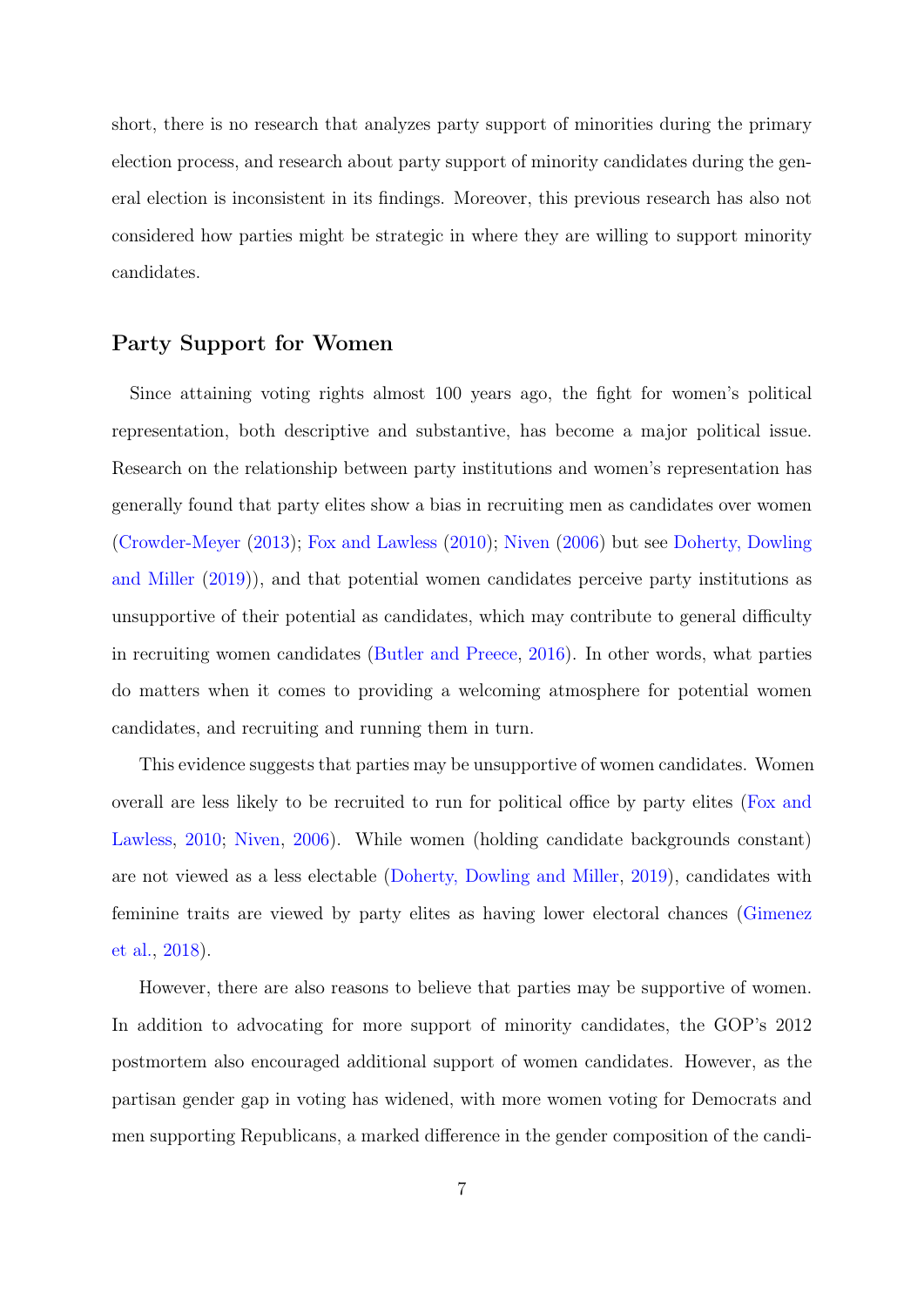short, there is no research that analyzes party support of minorities during the primary election process, and research about party support of minority candidates during the general election is inconsistent in its findings. Moreover, this previous research has also not considered how parties might be strategic in where they are willing to support minority candidates.

## Party Support for Women

Since attaining voting rights almost 100 years ago, the fight for women's political representation, both descriptive and substantive, has become a major political issue. Research on the relationship between party institutions and women's representation has generally found that party elites show a bias in recruiting men as candidates over women (Crowder-Meyer (2013); Fox and Lawless (2010); Niven (2006) but see Doherty, Dowling and Miller (2019)), and that potential women candidates perceive party institutions as unsupportive of their potential as candidates, which may contribute to general difficulty in recruiting women candidates (Butler and Preece, 2016). In other words, what parties do matters when it comes to providing a welcoming atmosphere for potential women candidates, and recruiting and running them in turn.

This evidence suggests that parties may be unsupportive of women candidates. Women overall are less likely to be recruited to run for political office by party elites (Fox and Lawless, 2010; Niven, 2006). While women (holding candidate backgrounds constant) are not viewed as a less electable (Doherty, Dowling and Miller, 2019), candidates with feminine traits are viewed by party elites as having lower electoral chances (Gimenez et al., 2018).

However, there are also reasons to believe that parties may be supportive of women. In addition to advocating for more support of minority candidates, the GOP's 2012 postmortem also encouraged additional support of women candidates. However, as the partisan gender gap in voting has widened, with more women voting for Democrats and men supporting Republicans, a marked difference in the gender composition of the candi-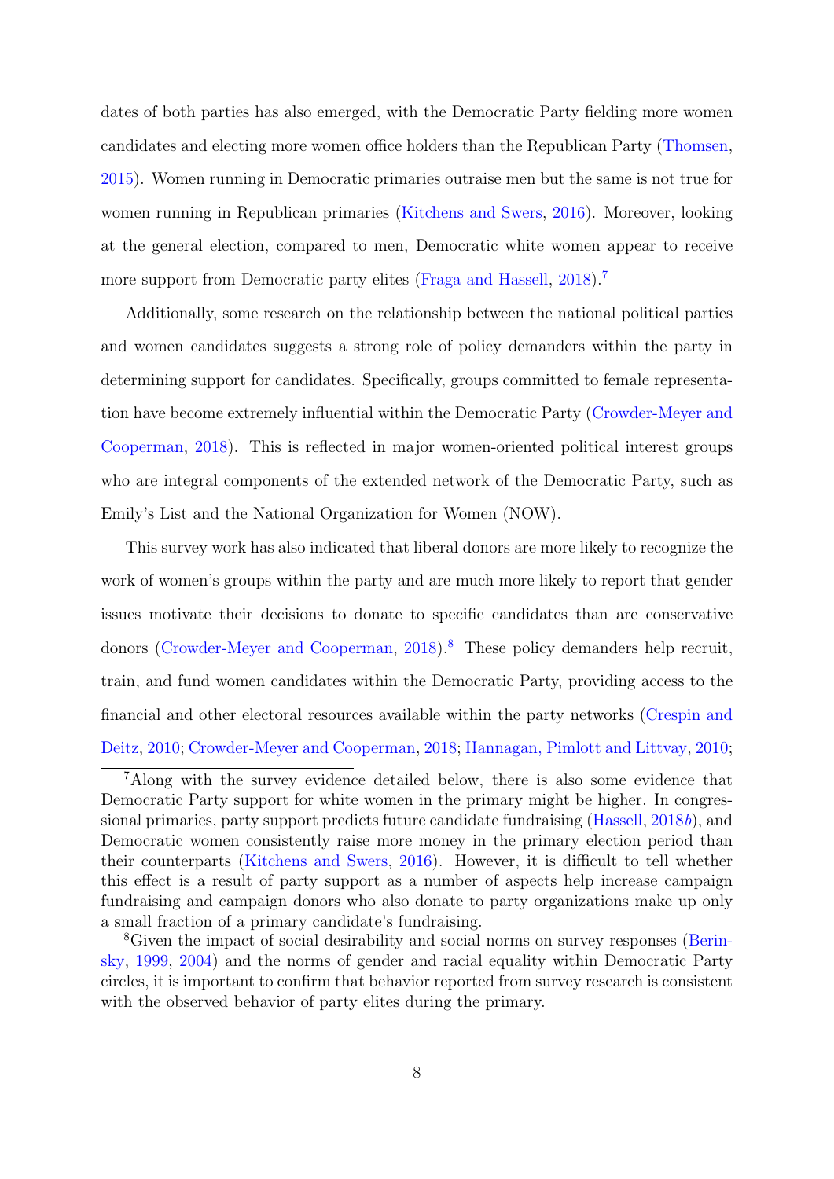dates of both parties has also emerged, with the Democratic Party fielding more women candidates and electing more women office holders than the Republican Party (Thomsen, 2015). Women running in Democratic primaries outraise men but the same is not true for women running in Republican primaries (Kitchens and Swers, 2016). Moreover, looking at the general election, compared to men, Democratic white women appear to receive more support from Democratic party elites (Fraga and Hassell, 2018).[7]

Additionally, some research on the relationship between the national political parties and women candidates suggests a strong role of policy demanders within the party in determining support for candidates. Specifically, groups committed to female representation have become extremely influential within the Democratic Party (Crowder-Meyer and Cooperman, 2018). This is reflected in major women-oriented political interest groups who are integral components of the extended network of the Democratic Party, such as Emily's List and the National Organization for Women (NOW).

This survey work has also indicated that liberal donors are more likely to recognize the work of women's groups within the party and are much more likely to report that gender issues motivate their decisions to donate to specific candidates than are conservative donors (Crowder-Meyer and Cooperman, 2018).[8] These policy demanders help recruit, train, and fund women candidates within the Democratic Party, providing access to the financial and other electoral resources available within the party networks (Crespin and Deitz, 2010; Crowder-Meyer and Cooperman, 2018; Hannagan, Pimlott and Littvay, 2010;

[7] Along with the survey evidence detailed below, there is also some evidence that Democratic Party support for white women in the primary might be higher. In congressional primaries, party support predicts future candidate fundraising (Hassell, 2018*b*), and Democratic women consistently raise more money in the primary election period than their counterparts (Kitchens and Swers, 2016). However, it is difficult to tell whether this effect is a result of party support as a number of aspects help increase campaign fundraising and campaign donors who also donate to party organizations make up only a small fraction of a primary candidate's fundraising.

[8] Given the impact of social desirability and social norms on survey responses (Berinsky, 1999, 2004) and the norms of gender and racial equality within Democratic Party circles, it is important to confirm that behavior reported from survey research is consistent with the observed behavior of party elites during the primary.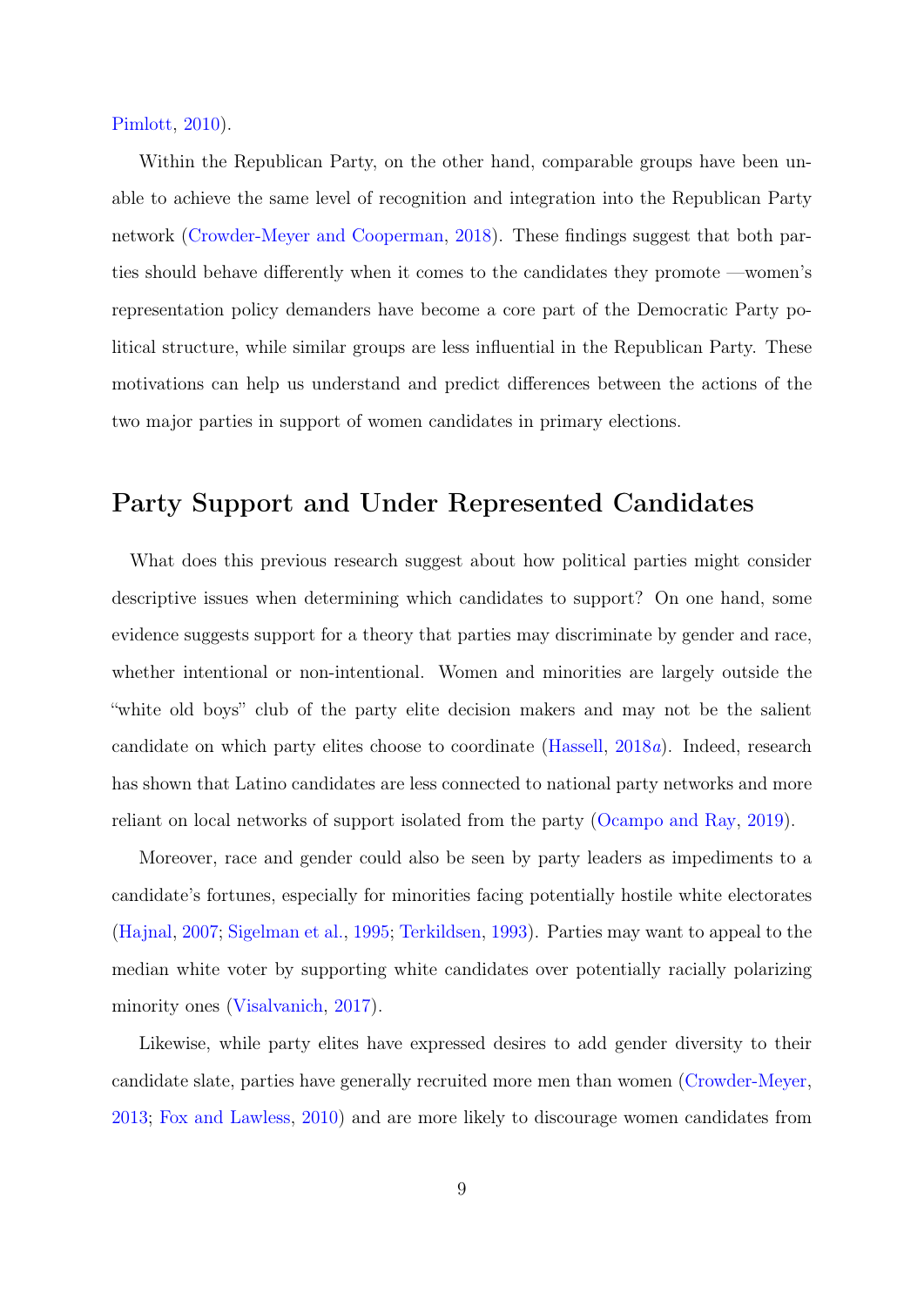Pimlott, 2010).

Within the Republican Party, on the other hand, comparable groups have been unable to achieve the same level of recognition and integration into the Republican Party network (Crowder-Meyer and Cooperman, 2018). These findings suggest that both parties should behave differently when it comes to the candidates they promote —women's representation policy demanders have become a core part of the Democratic Party political structure, while similar groups are less influential in the Republican Party. These motivations can help us understand and predict differences between the actions of the two major parties in support of women candidates in primary elections.

## Party Support and Under Represented Candidates

What does this previous research suggest about how political parties might consider descriptive issues when determining which candidates to support? On one hand, some evidence suggests support for a theory that parties may discriminate by gender and race, whether intentional or non-intentional. Women and minorities are largely outside the "white old boys" club of the party elite decision makers and may not be the salient candidate on which party elites choose to coordinate (Hassell, 2018*a*). Indeed, research has shown that Latino candidates are less connected to national party networks and more reliant on local networks of support isolated from the party (Ocampo and Ray, 2019).

Moreover, race and gender could also be seen by party leaders as impediments to a candidate's fortunes, especially for minorities facing potentially hostile white electorates (Hajnal, 2007; Sigelman et al., 1995; Terkildsen, 1993). Parties may want to appeal to the median white voter by supporting white candidates over potentially racially polarizing minority ones (Visalvanich, 2017).

Likewise, while party elites have expressed desires to add gender diversity to their candidate slate, parties have generally recruited more men than women (Crowder-Meyer, 2013; Fox and Lawless, 2010) and are more likely to discourage women candidates from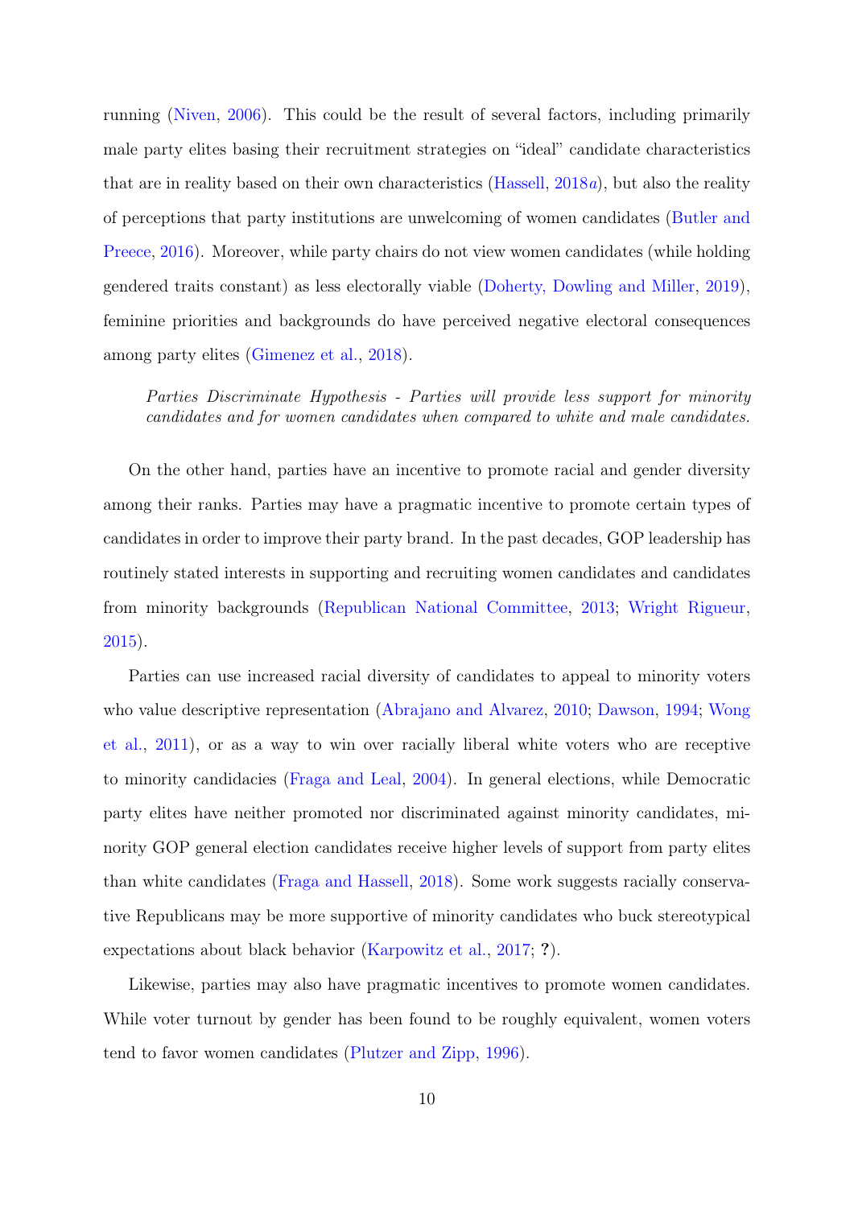running (Niven, 2006). This could be the result of several factors, including primarily male party elites basing their recruitment strategies on "ideal" candidate characteristics that are in reality based on their own characteristics (Hassell, 2018*a*), but also the reality of perceptions that party institutions are unwelcoming of women candidates (Butler and Preece, 2016). Moreover, while party chairs do not view women candidates (while holding gendered traits constant) as less electorally viable (Doherty, Dowling and Miller, 2019), feminine priorities and backgrounds do have perceived negative electoral consequences among party elites (Gimenez et al., 2018).

> *Parties Discriminate Hypothesis - Parties will provide less support for minority candidates and for women candidates when compared to white and male candidates.*

On the other hand, parties have an incentive to promote racial and gender diversity among their ranks. Parties may have a pragmatic incentive to promote certain types of candidates in order to improve their party brand. In the past decades, GOP leadership has routinely stated interests in supporting and recruiting women candidates and candidates from minority backgrounds (Republican National Committee, 2013; Wright Rigueur, 2015).

Parties can use increased racial diversity of candidates to appeal to minority voters who value descriptive representation (Abrajano and Alvarez, 2010; Dawson, 1994; Wong et al., 2011), or as a way to win over racially liberal white voters who are receptive to minority candidacies (Fraga and Leal, 2004). In general elections, while Democratic party elites have neither promoted nor discriminated against minority candidates, minority GOP general election candidates receive higher levels of support from party elites than white candidates (Fraga and Hassell, 2018). Some work suggests racially conservative Republicans may be more supportive of minority candidates who buck stereotypical expectations about black behavior (Karpowitz et al., 2017; **?**).

Likewise, parties may also have pragmatic incentives to promote women candidates. While voter turnout by gender has been found to be roughly equivalent, women voters tend to favor women candidates (Plutzer and Zipp, 1996).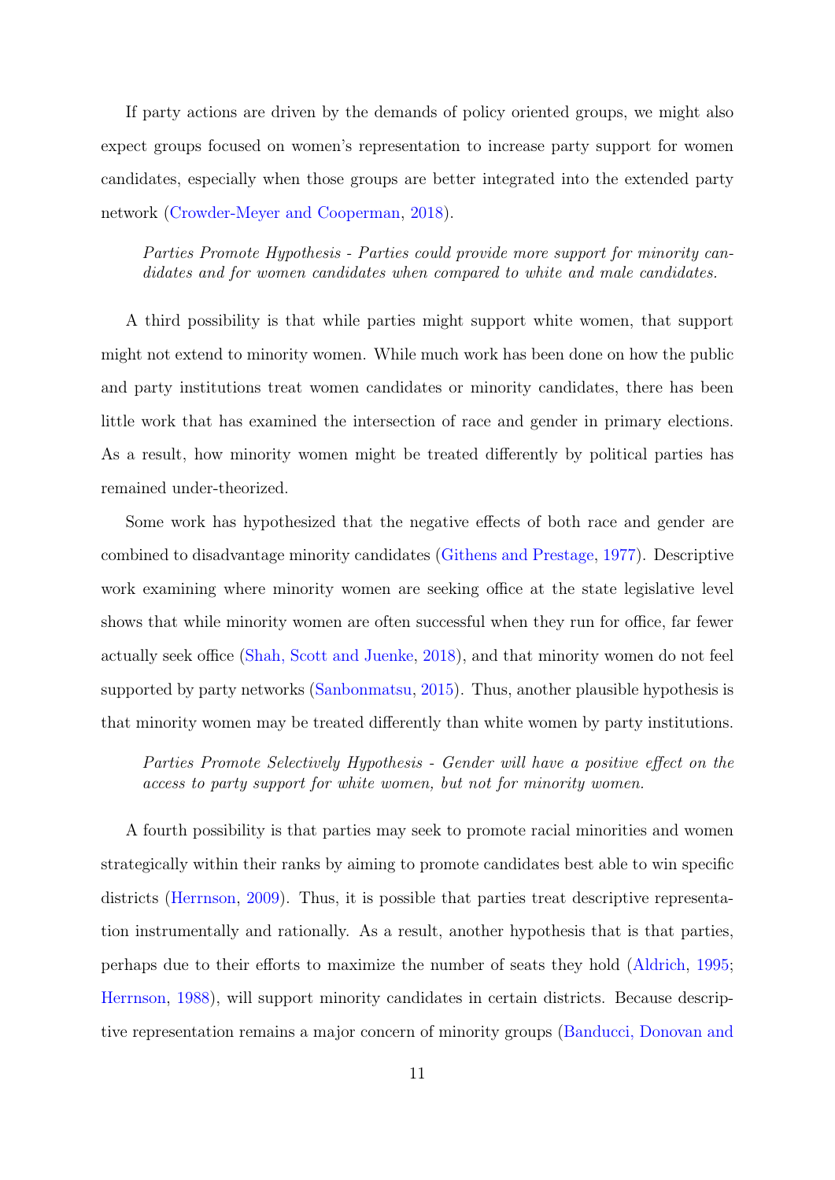If party actions are driven by the demands of policy oriented groups, we might also expect groups focused on women's representation to increase party support for women candidates, especially when those groups are better integrated into the extended party network (Crowder-Meyer and Cooperman, 2018).

> *Parties Promote Hypothesis - Parties could provide more support for minority candidates and for women candidates when compared to white and male candidates.*

A third possibility is that while parties might support white women, that support might not extend to minority women. While much work has been done on how the public and party institutions treat women candidates or minority candidates, there has been little work that has examined the intersection of race and gender in primary elections. As a result, how minority women might be treated differently by political parties has remained under-theorized.

Some work has hypothesized that the negative effects of both race and gender are combined to disadvantage minority candidates (Githens and Prestage, 1977). Descriptive work examining where minority women are seeking office at the state legislative level shows that while minority women are often successful when they run for office, far fewer actually seek office (Shah, Scott and Juenke, 2018), and that minority women do not feel supported by party networks (Sanbonmatsu, 2015). Thus, another plausible hypothesis is that minority women may be treated differently than white women by party institutions.

> *Parties Promote Selectively Hypothesis - Gender will have a positive effect on the access to party support for white women, but not for minority women.*

A fourth possibility is that parties may seek to promote racial minorities and women strategically within their ranks by aiming to promote candidates best able to win specific districts (Herrnson, 2009). Thus, it is possible that parties treat descriptive representation instrumentally and rationally. As a result, another hypothesis that is that parties, perhaps due to their efforts to maximize the number of seats they hold (Aldrich, 1995; Herrnson, 1988), will support minority candidates in certain districts. Because descriptive representation remains a major concern of minority groups (Banducci, Donovan and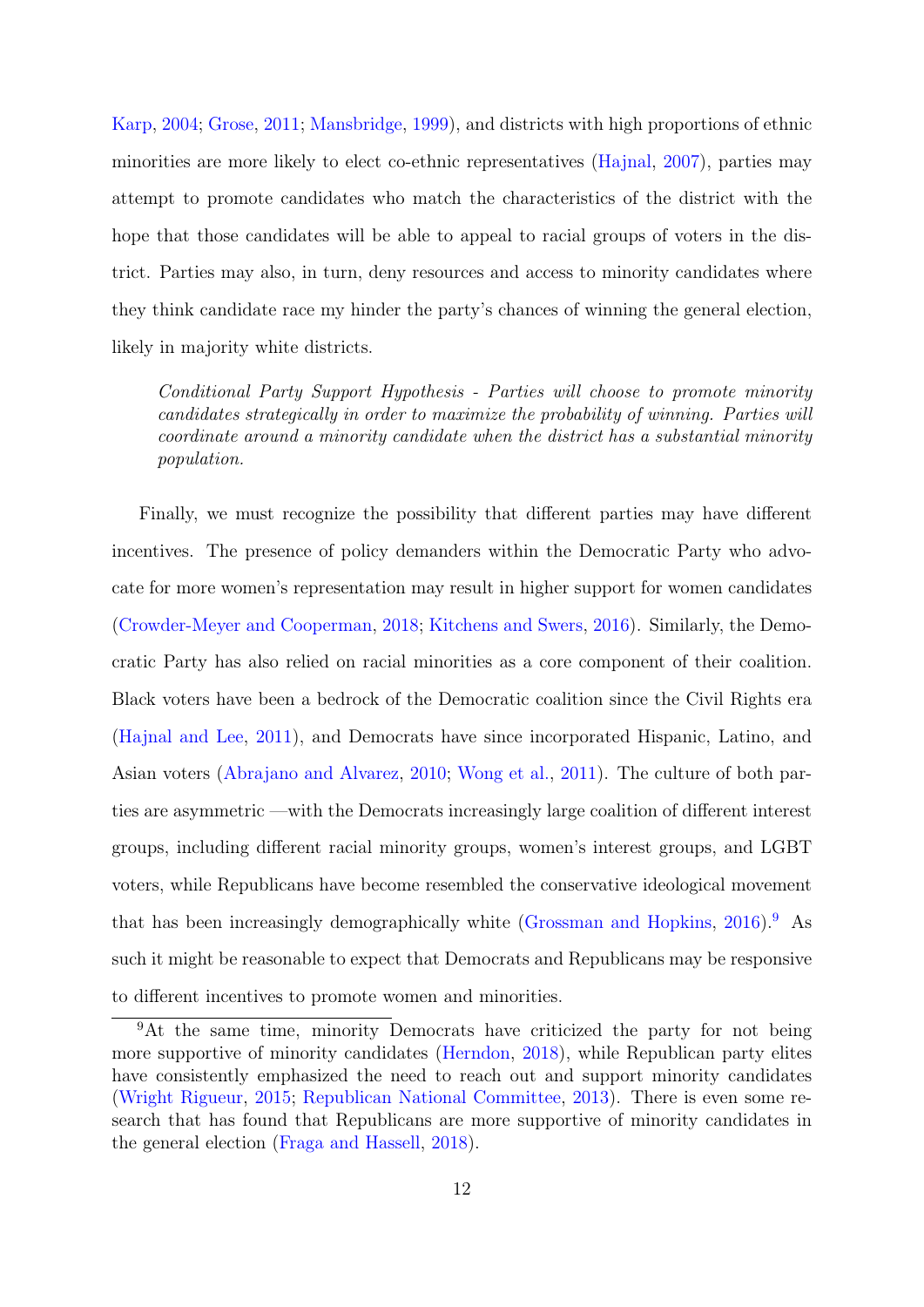Karp, 2004; Grose, 2011; Mansbridge, 1999), and districts with high proportions of ethnic minorities are more likely to elect co-ethnic representatives (Hajnal, 2007), parties may attempt to promote candidates who match the characteristics of the district with the hope that those candidates will be able to appeal to racial groups of voters in the district. Parties may also, in turn, deny resources and access to minority candidates where they think candidate race my hinder the party's chances of winning the general election, likely in majority white districts.

> *Conditional Party Support Hypothesis - Parties will choose to promote minority candidates strategically in order to maximize the probability of winning. Parties will coordinate around a minority candidate when the district has a substantial minority population.*

Finally, we must recognize the possibility that different parties may have different incentives. The presence of policy demanders within the Democratic Party who advocate for more women's representation may result in higher support for women candidates (Crowder-Meyer and Cooperman, 2018; Kitchens and Swers, 2016). Similarly, the Democratic Party has also relied on racial minorities as a core component of their coalition. Black voters have been a bedrock of the Democratic coalition since the Civil Rights era (Hajnal and Lee, 2011), and Democrats have since incorporated Hispanic, Latino, and Asian voters (Abrajano and Alvarez, 2010; Wong et al., 2011). The culture of both parties are asymmetric —with the Democrats increasingly large coalition of different interest groups, including different racial minority groups, women's interest groups, and LGBT voters, while Republicans have become resembled the conservative ideological movement that has been increasingly demographically white (Grossman and Hopkins, 2016).[9] As such it might be reasonable to expect that Democrats and Republicans may be responsive to different incentives to promote women and minorities.

[9] At the same time, minority Democrats have criticized the party for not being more supportive of minority candidates (Herndon, 2018), while Republican party elites have consistently emphasized the need to reach out and support minority candidates (Wright Rigueur, 2015; Republican National Committee, 2013). There is even some research that has found that Republicans are more supportive of minority candidates in the general election (Fraga and Hassell, 2018).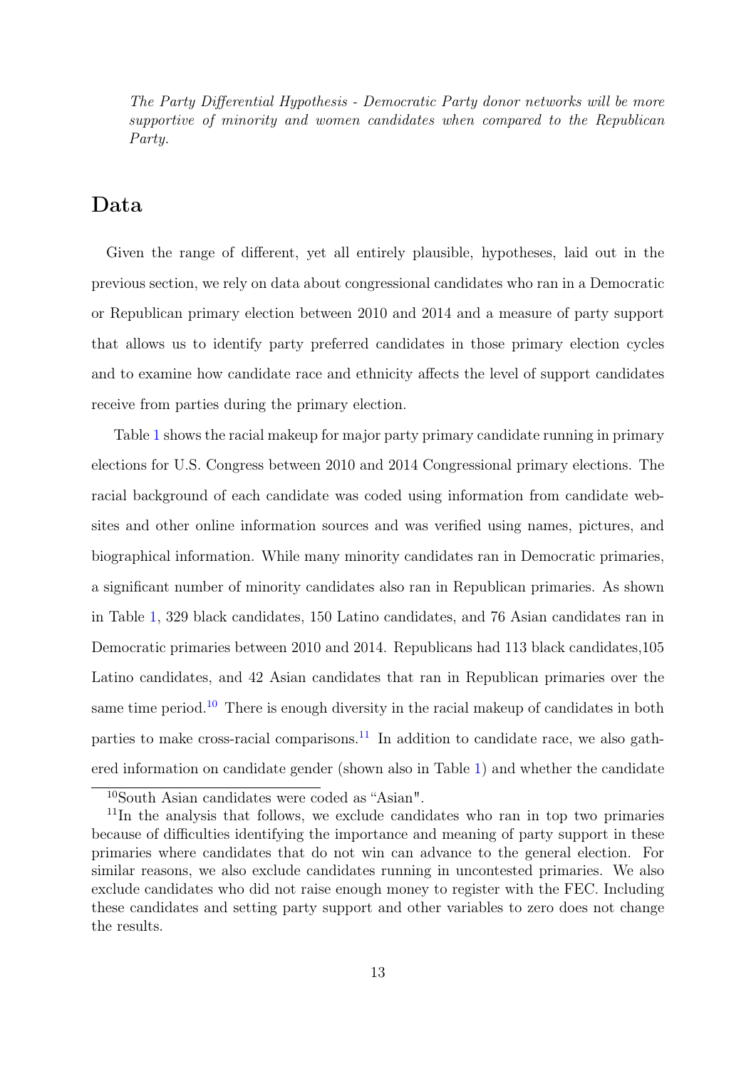*The Party Differential Hypothesis - Democratic Party donor networks will be more supportive of minority and women candidates when compared to the Republican Party.*

## Data

Given the range of different, yet all entirely plausible, hypotheses, laid out in the previous section, we rely on data about congressional candidates who ran in a Democratic or Republican primary election between 2010 and 2014 and a measure of party support that allows us to identify party preferred candidates in those primary election cycles and to examine how candidate race and ethnicity affects the level of support candidates receive from parties during the primary election.

Table 1 shows the racial makeup for major party primary candidate running in primary elections for U.S. Congress between 2010 and 2014 Congressional primary elections. The racial background of each candidate was coded using information from candidate websites and other online information sources and was verified using names, pictures, and biographical information. While many minority candidates ran in Democratic primaries, a significant number of minority candidates also ran in Republican primaries. As shown in Table 1, 329 black candidates, 150 Latino candidates, and 76 Asian candidates ran in Democratic primaries between 2010 and 2014. Republicans had 113 black candidates,105 Latino candidates, and 42 Asian candidates that ran in Republican primaries over the same time period.[10] There is enough diversity in the racial makeup of candidates in both parties to make cross-racial comparisons.[11] In addition to candidate race, we also gathered information on candidate gender (shown also in Table 1) and whether the candidate

[10] South Asian candidates were coded as "Asian".

[11] In the analysis that follows, we exclude candidates who ran in top two primaries because of difficulties identifying the importance and meaning of party support in these primaries where candidates that do not win can advance to the general election. For similar reasons, we also exclude candidates running in uncontested primaries. We also exclude candidates who did not raise enough money to register with the FEC. Including these candidates and setting party support and other variables to zero does not change the results.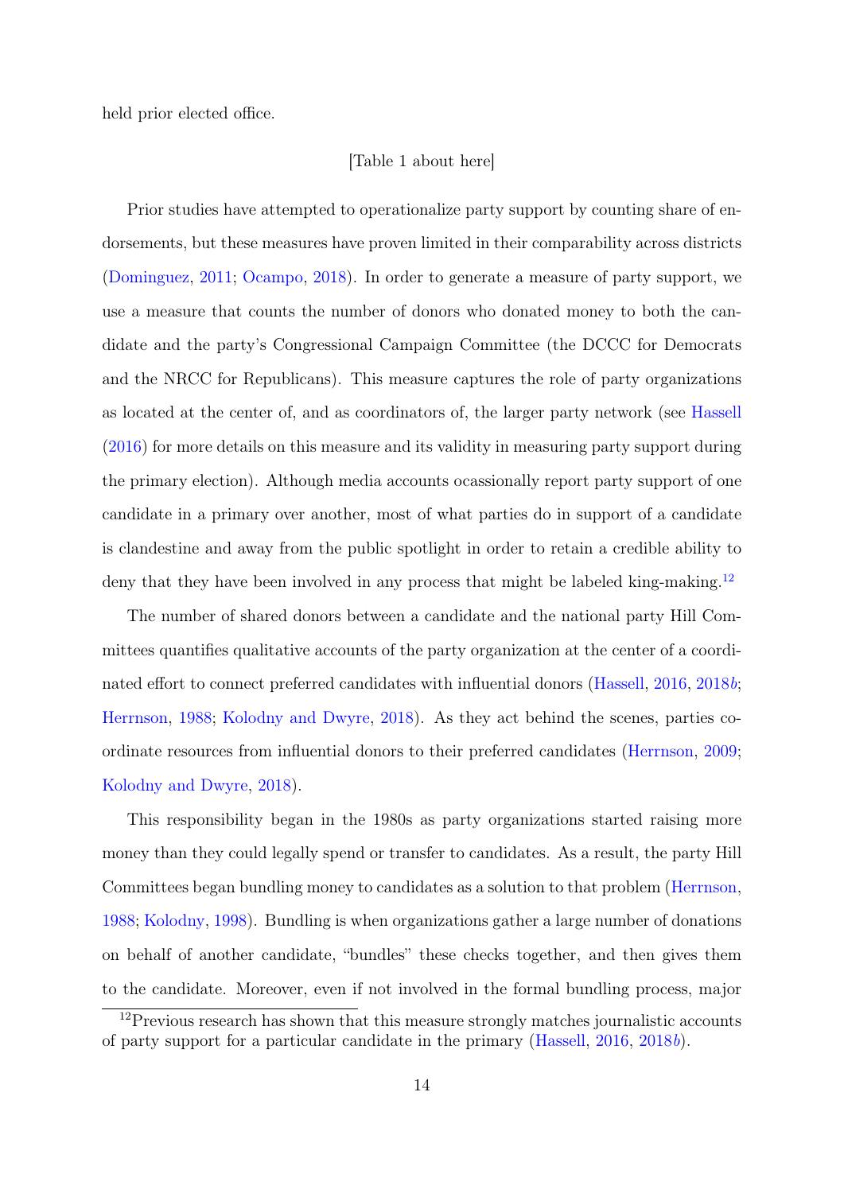held prior elected office.

[Table 1 about here]

Prior studies have attempted to operationalize party support by counting share of endorsements, but these measures have proven limited in their comparability across districts (Dominguez, 2011; Ocampo, 2018). In order to generate a measure of party support, we use a measure that counts the number of donors who donated money to both the candidate and the party's Congressional Campaign Committee (the DCCC for Democrats and the NRCC for Republicans). This measure captures the role of party organizations as located at the center of, and as coordinators of, the larger party network (see Hassell (2016) for more details on this measure and its validity in measuring party support during the primary election). Although media accounts ocassionally report party support of one candidate in a primary over another, most of what parties do in support of a candidate is clandestine and away from the public spotlight in order to retain a credible ability to deny that they have been involved in any process that might be labeled king-making.[12]

The number of shared donors between a candidate and the national party Hill Committees quantifies qualitative accounts of the party organization at the center of a coordinated effort to connect preferred candidates with influential donors (Hassell, 2016, 2018*b*; Herrnson, 1988; Kolodny and Dwyre, 2018). As they act behind the scenes, parties coordinate resources from influential donors to their preferred candidates (Herrnson, 2009; Kolodny and Dwyre, 2018).

This responsibility began in the 1980s as party organizations started raising more money than they could legally spend or transfer to candidates. As a result, the party Hill Committees began bundling money to candidates as a solution to that problem (Herrnson, 1988; Kolodny, 1998). Bundling is when organizations gather a large number of donations on behalf of another candidate, "bundles" these checks together, and then gives them to the candidate. Moreover, even if not involved in the formal bundling process, major

[12] Previous research has shown that this measure strongly matches journalistic accounts of party support for a particular candidate in the primary (Hassell, 2016, 2018*b*).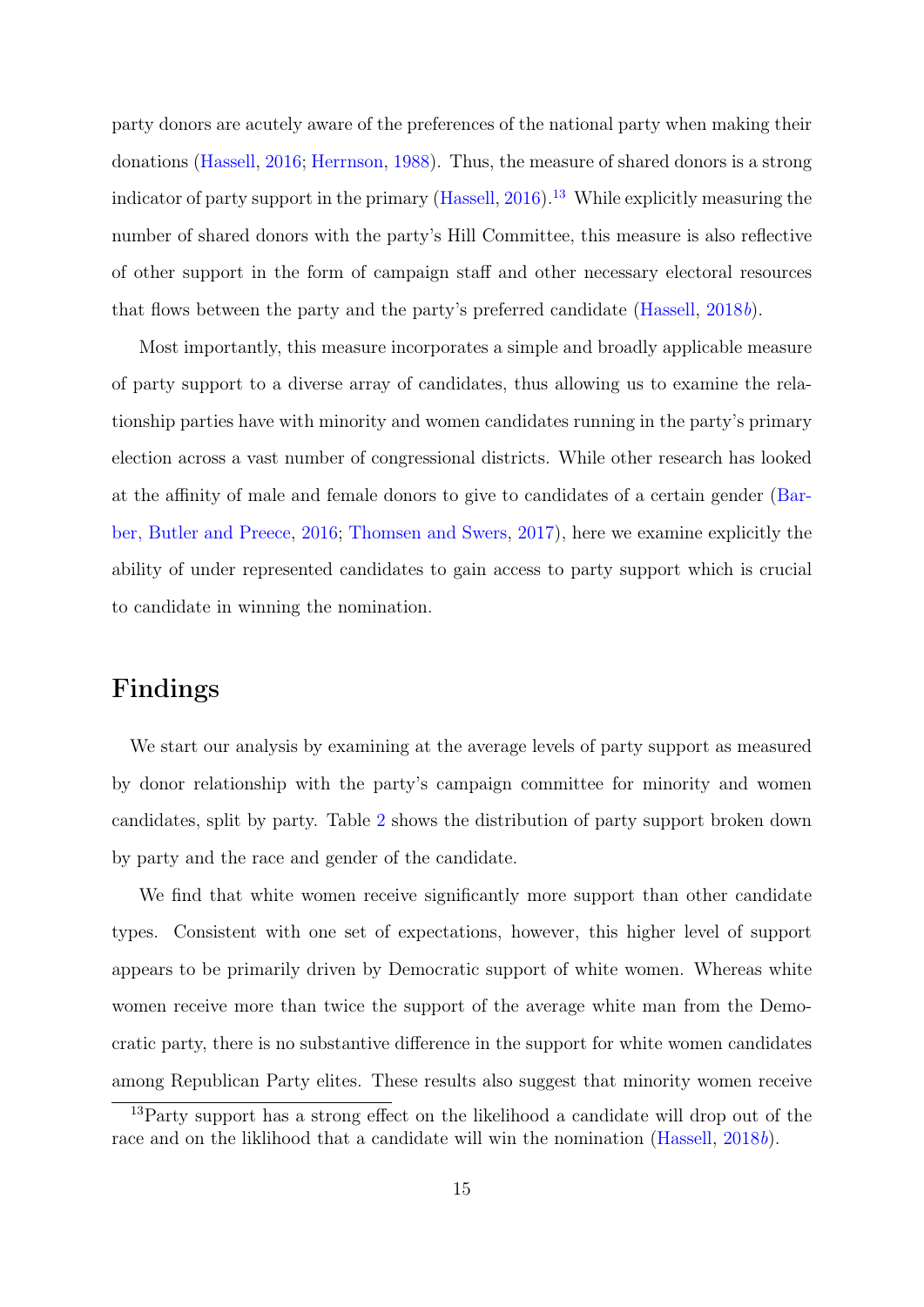party donors are acutely aware of the preferences of the national party when making their donations (Hassell, 2016; Herrnson, 1988). Thus, the measure of shared donors is a strong indicator of party support in the primary (Hassell, 2016).[13] While explicitly measuring the number of shared donors with the party's Hill Committee, this measure is also reflective of other support in the form of campaign staff and other necessary electoral resources that flows between the party and the party's preferred candidate (Hassell, 2018*b*).

Most importantly, this measure incorporates a simple and broadly applicable measure of party support to a diverse array of candidates, thus allowing us to examine the relationship parties have with minority and women candidates running in the party's primary election across a vast number of congressional districts. While other research has looked at the affinity of male and female donors to give to candidates of a certain gender (Barber, Butler and Preece, 2016; Thomsen and Swers, 2017), here we examine explicitly the ability of under represented candidates to gain access to party support which is crucial to candidate in winning the nomination.

## Findings

We start our analysis by examining at the average levels of party support as measured by donor relationship with the party's campaign committee for minority and women candidates, split by party. Table 2 shows the distribution of party support broken down by party and the race and gender of the candidate.

We find that white women receive significantly more support than other candidate types. Consistent with one set of expectations, however, this higher level of support appears to be primarily driven by Democratic support of white women. Whereas white women receive more than twice the support of the average white man from the Democratic party, there is no substantive difference in the support for white women candidates among Republican Party elites. These results also suggest that minority women receive

[13] Party support has a strong effect on the likelihood a candidate will drop out of the race and on the liklihood that a candidate will win the nomination (Hassell, 2018*b*).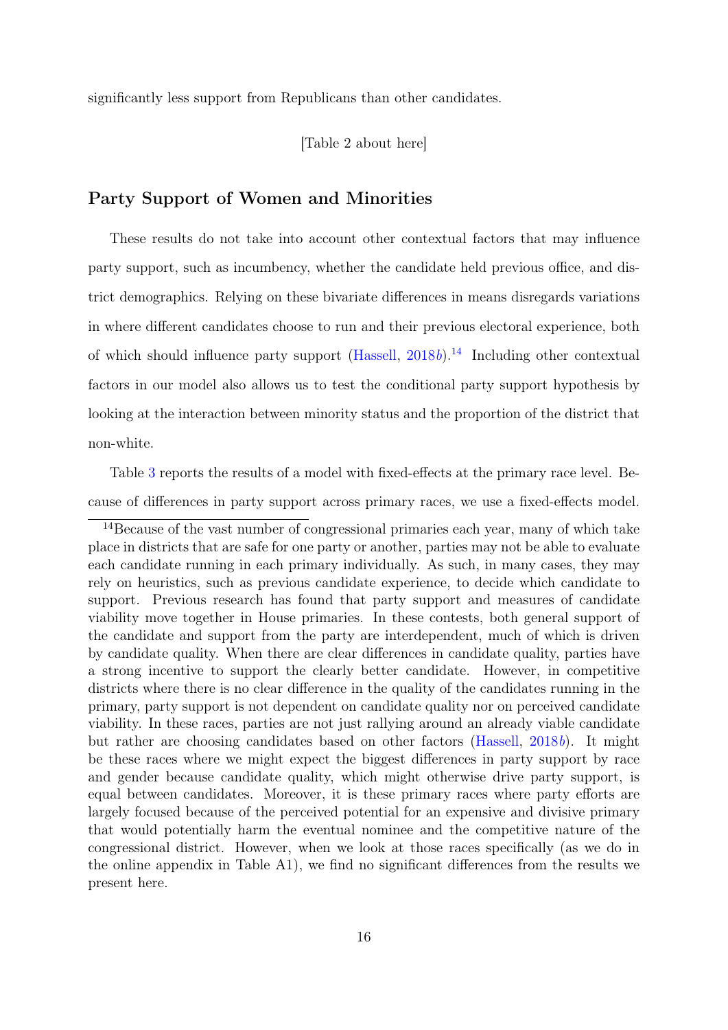significantly less support from Republicans than other candidates.

[Table 2 about here]

## Party Support of Women and Minorities

These results do not take into account other contextual factors that may influence party support, such as incumbency, whether the candidate held previous office, and district demographics. Relying on these bivariate differences in means disregards variations in where different candidates choose to run and their previous electoral experience, both of which should influence party support (Hassell, 2018b).[14] Including other contextual factors in our model also allows us to test the conditional party support hypothesis by looking at the interaction between minority status and the proportion of the district that non-white.

Table 3 reports the results of a model with fixed-effects at the primary race level. Because of differences in party support across primary races, we use a fixed-effects model.

[14] Because of the vast number of congressional primaries each year, many of which take place in districts that are safe for one party or another, parties may not be able to evaluate each candidate running in each primary individually. As such, in many cases, they may rely on heuristics, such as previous candidate experience, to decide which candidate to support. Previous research has found that party support and measures of candidate viability move together in House primaries. In these contests, both general support of the candidate and support from the party are interdependent, much of which is driven by candidate quality. When there are clear differences in candidate quality, parties have a strong incentive to support the clearly better candidate. However, in competitive districts where there is no clear difference in the quality of the candidates running in the primary, party support is not dependent on candidate quality nor on perceived candidate viability. In these races, parties are not just rallying around an already viable candidate but rather are choosing candidates based on other factors (Hassell, 2018b). It might be these races where we might expect the biggest differences in party support by race and gender because candidate quality, which might otherwise drive party support, is equal between candidates. Moreover, it is these primary races where party efforts are largely focused because of the perceived potential for an expensive and divisive primary that would potentially harm the eventual nominee and the competitive nature of the congressional district. However, when we look at those races specifically (as we do in the online appendix in Table A1), we find no significant differences from the results we present here.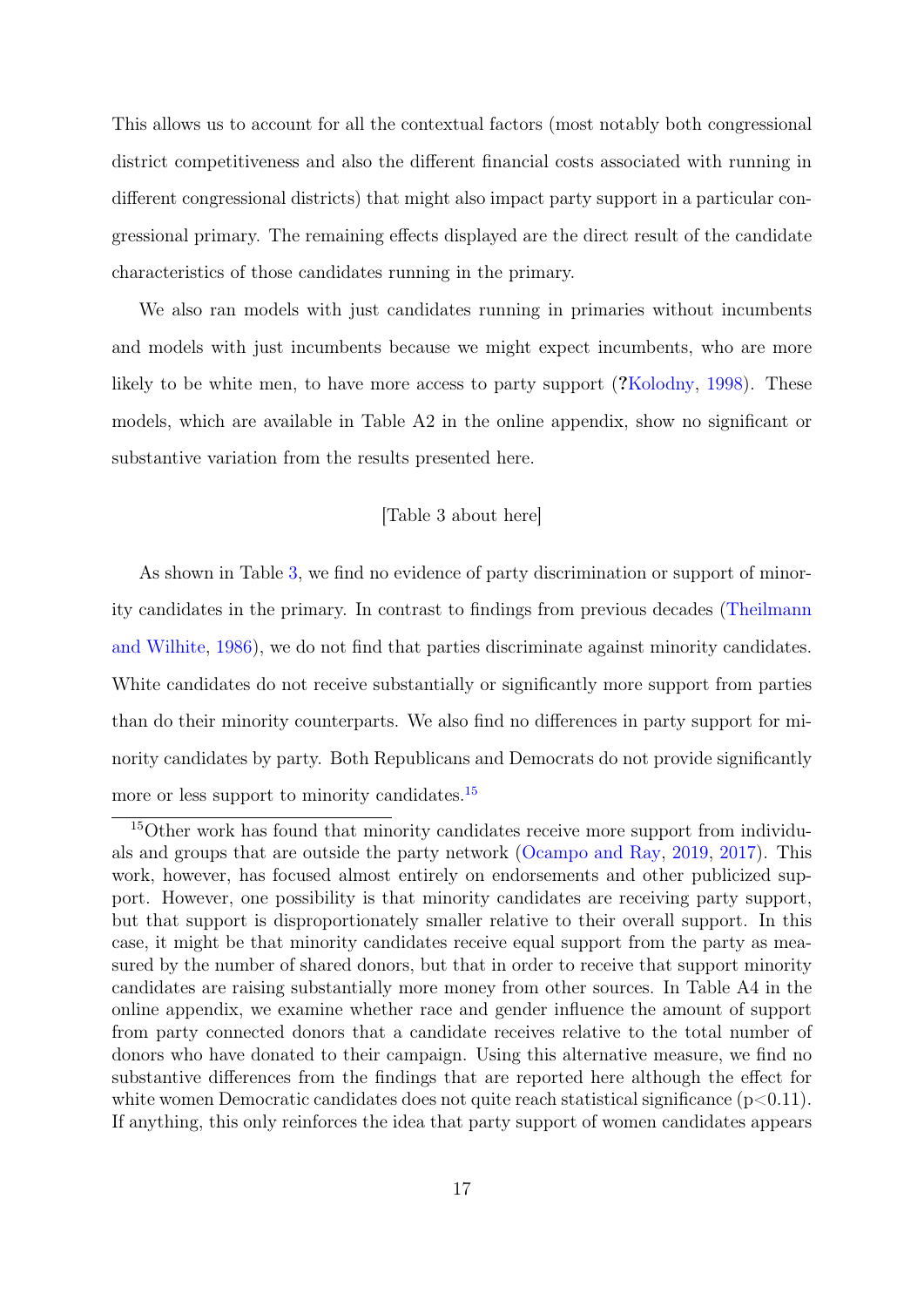This allows us to account for all the contextual factors (most notably both congressional district competitiveness and also the different financial costs associated with running in different congressional districts) that might also impact party support in a particular congressional primary. The remaining effects displayed are the direct result of the candidate characteristics of those candidates running in the primary.

We also ran models with just candidates running in primaries without incumbents and models with just incumbents because we might expect incumbents, who are more likely to be white men, to have more access to party support (**?**Kolodny, 1998). These models, which are available in Table A2 in the online appendix, show no significant or substantive variation from the results presented here.

[Table 3 about here]

As shown in Table 3, we find no evidence of party discrimination or support of minority candidates in the primary. In contrast to findings from previous decades (Theilmann and Wilhite, 1986), we do not find that parties discriminate against minority candidates. White candidates do not receive substantially or significantly more support from parties than do their minority counterparts. We also find no differences in party support for minority candidates by party. Both Republicans and Democrats do not provide significantly more or less support to minority candidates.[15]

[15]Other work has found that minority candidates receive more support from individuals and groups that are outside the party network (Ocampo and Ray, 2019, 2017). This work, however, has focused almost entirely on endorsements and other publicized support. However, one possibility is that minority candidates are receiving party support, but that support is disproportionately smaller relative to their overall support. In this case, it might be that minority candidates receive equal support from the party as measured by the number of shared donors, but that in order to receive that support minority candidates are raising substantially more money from other sources. In Table A4 in the online appendix, we examine whether race and gender influence the amount of support from party connected donors that a candidate receives relative to the total number of donors who have donated to their campaign. Using this alternative measure, we find no substantive differences from the findings that are reported here although the effect for white women Democratic candidates does not quite reach statistical significance ($p<0.11$). If anything, this only reinforces the idea that party support of women candidates appears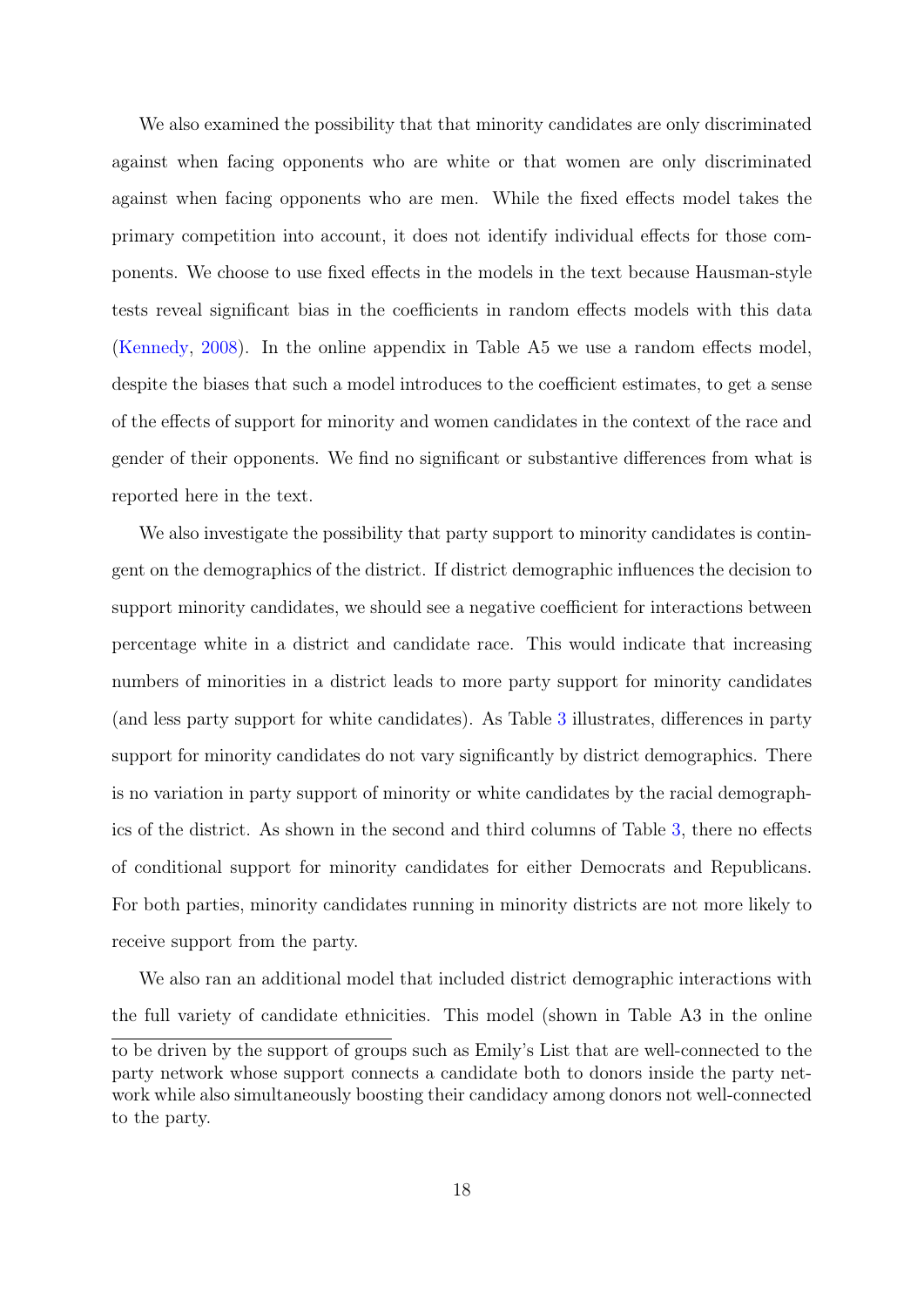We also examined the possibility that that minority candidates are only discriminated against when facing opponents who are white or that women are only discriminated against when facing opponents who are men. While the fixed effects model takes the primary competition into account, it does not identify individual effects for those components. We choose to use fixed effects in the models in the text because Hausman-style tests reveal significant bias in the coefficients in random effects models with this data (Kennedy, 2008). In the online appendix in Table A5 we use a random effects model, despite the biases that such a model introduces to the coefficient estimates, to get a sense of the effects of support for minority and women candidates in the context of the race and gender of their opponents. We find no significant or substantive differences from what is reported here in the text.

We also investigate the possibility that party support to minority candidates is contingent on the demographics of the district. If district demographic influences the decision to support minority candidates, we should see a negative coefficient for interactions between percentage white in a district and candidate race. This would indicate that increasing numbers of minorities in a district leads to more party support for minority candidates (and less party support for white candidates). As Table 3 illustrates, differences in party support for minority candidates do not vary significantly by district demographics. There is no variation in party support of minority or white candidates by the racial demographics of the district. As shown in the second and third columns of Table 3, there no effects of conditional support for minority candidates for either Democrats and Republicans. For both parties, minority candidates running in minority districts are not more likely to receive support from the party.

We also ran an additional model that included district demographic interactions with the full variety of candidate ethnicities. This model (shown in Table A3 in the online

to be driven by the support of groups such as Emily's List that are well-connected to the party network whose support connects a candidate both to donors inside the party network while also simultaneously boosting their candidacy among donors not well-connected to the party.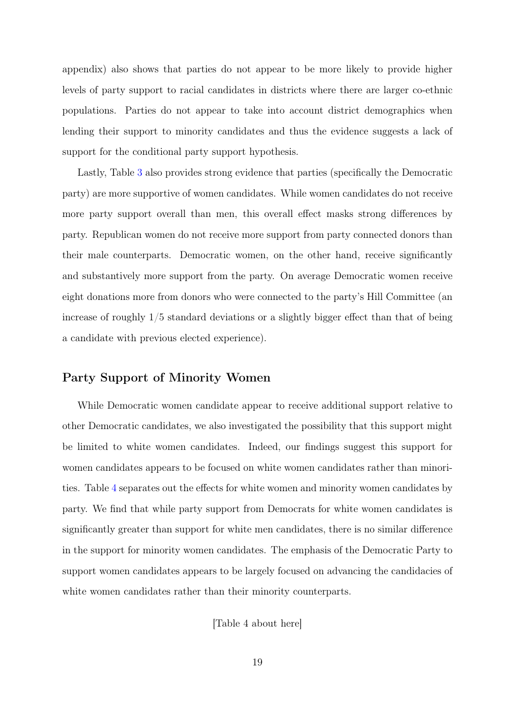appendix) also shows that parties do not appear to be more likely to provide higher levels of party support to racial candidates in districts where there are larger co-ethnic populations. Parties do not appear to take into account district demographics when lending their support to minority candidates and thus the evidence suggests a lack of support for the conditional party support hypothesis.

Lastly, Table 3 also provides strong evidence that parties (specifically the Democratic party) are more supportive of women candidates. While women candidates do not receive more party support overall than men, this overall effect masks strong differences by party. Republican women do not receive more support from party connected donors than their male counterparts. Democratic women, on the other hand, receive significantly and substantively more support from the party. On average Democratic women receive eight donations more from donors who were connected to the party's Hill Committee (an increase of roughly 1/5 standard deviations or a slightly bigger effect than that of being a candidate with previous elected experience).

### Party Support of Minority Women

While Democratic women candidate appear to receive additional support relative to other Democratic candidates, we also investigated the possibility that this support might be limited to white women candidates. Indeed, our findings suggest this support for women candidates appears to be focused on white women candidates rather than minorities. Table 4 separates out the effects for white women and minority women candidates by party. We find that while party support from Democrats for white women candidates is significantly greater than support for white men candidates, there is no similar difference in the support for minority women candidates. The emphasis of the Democratic Party to support women candidates appears to be largely focused on advancing the candidacies of white women candidates rather than their minority counterparts.

[Table 4 about here]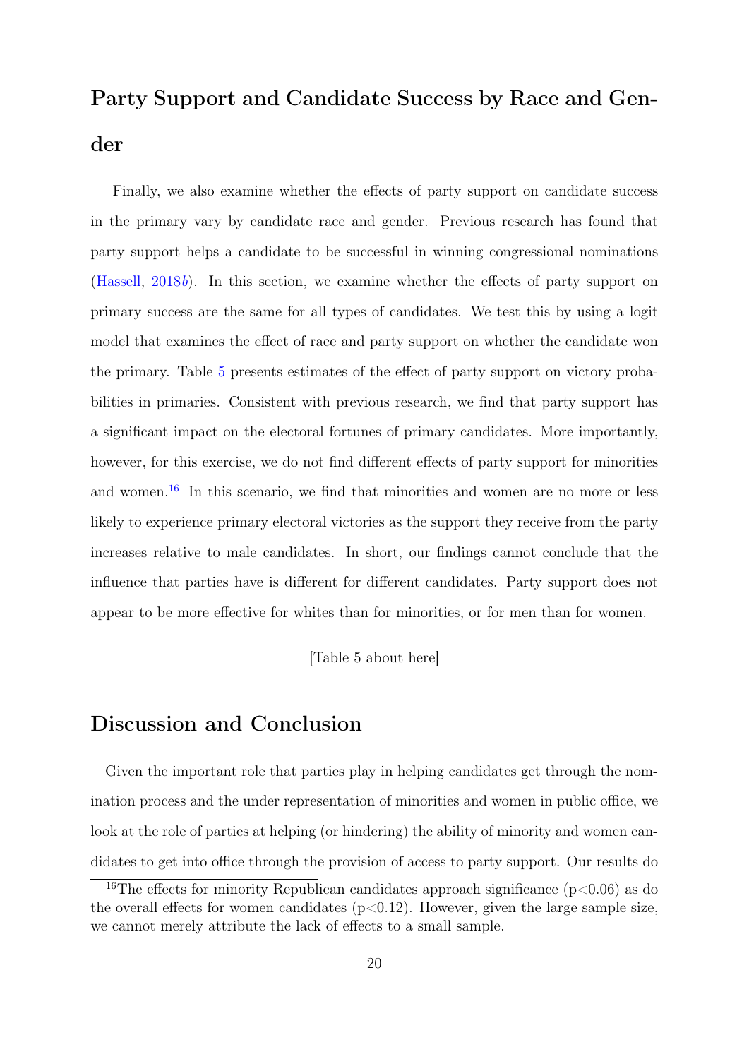## Party Support and Candidate Success by Race and Gender

Finally, we also examine whether the effects of party support on candidate success in the primary vary by candidate race and gender. Previous research has found that party support helps a candidate to be successful in winning congressional nominations (Hassell, 2018*b*). In this section, we examine whether the effects of party support on primary success are the same for all types of candidates. We test this by using a logit model that examines the effect of race and party support on whether the candidate won the primary. Table 5 presents estimates of the effect of party support on victory probabilities in primaries. Consistent with previous research, we find that party support has a significant impact on the electoral fortunes of primary candidates. More importantly, however, for this exercise, we do not find different effects of party support for minorities and women.[16] In this scenario, we find that minorities and women are no more or less likely to experience primary electoral victories as the support they receive from the party increases relative to male candidates. In short, our findings cannot conclude that the influence that parties have is different for different candidates. Party support does not appear to be more effective for whites than for minorities, or for men than for women.

[Table 5 about here]

## Discussion and Conclusion

Given the important role that parties play in helping candidates get through the nomination process and the under representation of minorities and women in public office, we look at the role of parties at helping (or hindering) the ability of minority and women candidates to get into office through the provision of access to party support. Our results do

[16] The effects for minority Republican candidates approach significance ($p<0.06$) as do the overall effects for women candidates ($p<0.12$). However, given the large sample size, we cannot merely attribute the lack of effects to a small sample.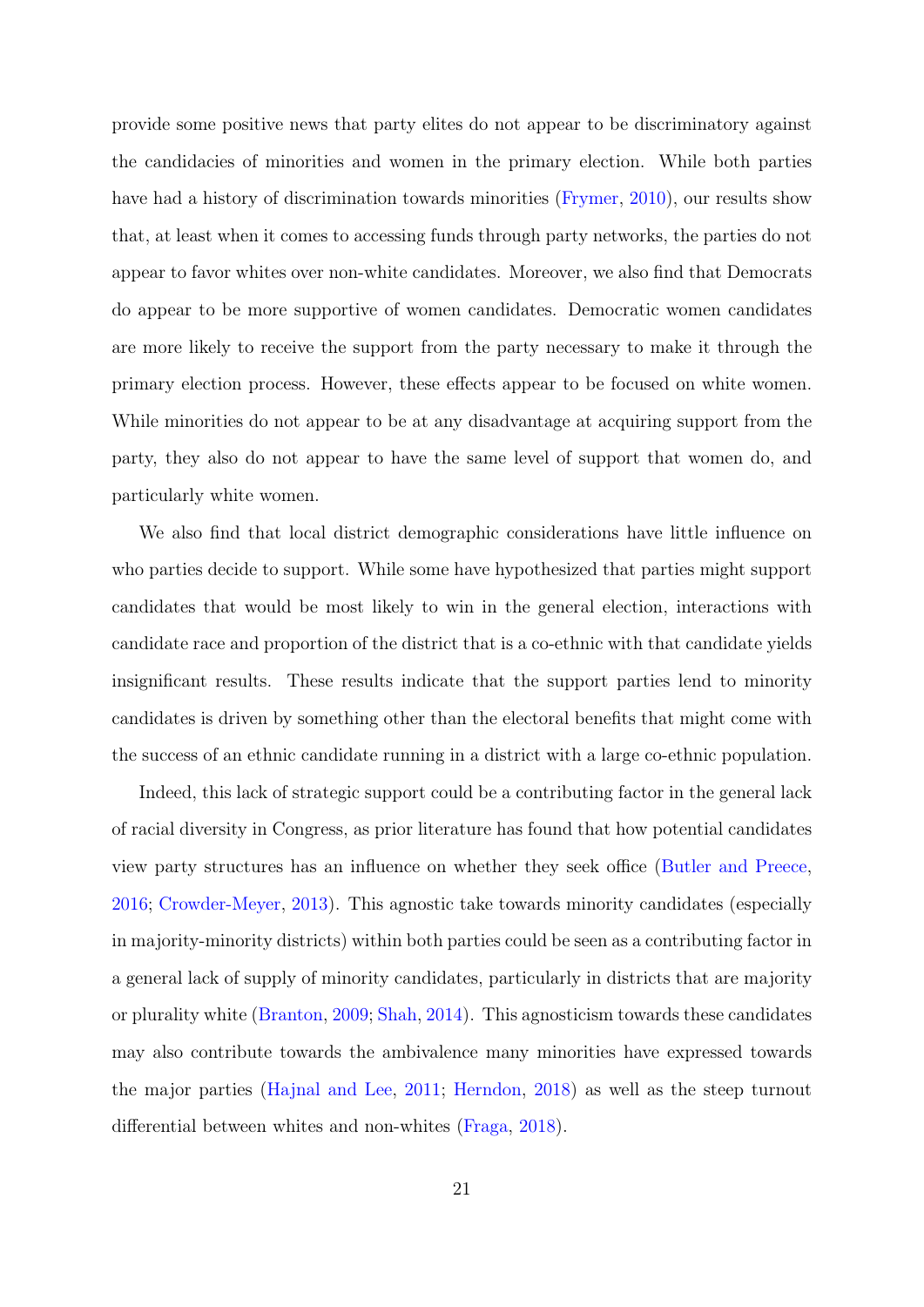provide some positive news that party elites do not appear to be discriminatory against the candidacies of minorities and women in the primary election. While both parties have had a history of discrimination towards minorities (Frymer, 2010), our results show that, at least when it comes to accessing funds through party networks, the parties do not appear to favor whites over non-white candidates. Moreover, we also find that Democrats do appear to be more supportive of women candidates. Democratic women candidates are more likely to receive the support from the party necessary to make it through the primary election process. However, these effects appear to be focused on white women. While minorities do not appear to be at any disadvantage at acquiring support from the party, they also do not appear to have the same level of support that women do, and particularly white women.

We also find that local district demographic considerations have little influence on who parties decide to support. While some have hypothesized that parties might support candidates that would be most likely to win in the general election, interactions with candidate race and proportion of the district that is a co-ethnic with that candidate yields insignificant results. These results indicate that the support parties lend to minority candidates is driven by something other than the electoral benefits that might come with the success of an ethnic candidate running in a district with a large co-ethnic population.

Indeed, this lack of strategic support could be a contributing factor in the general lack of racial diversity in Congress, as prior literature has found that how potential candidates view party structures has an influence on whether they seek office (Butler and Preece, 2016; Crowder-Meyer, 2013). This agnostic take towards minority candidates (especially in majority-minority districts) within both parties could be seen as a contributing factor in a general lack of supply of minority candidates, particularly in districts that are majority or plurality white (Branton, 2009; Shah, 2014). This agnosticism towards these candidates may also contribute towards the ambivalence many minorities have expressed towards the major parties (Hajnal and Lee, 2011; Herndon, 2018) as well as the steep turnout differential between whites and non-whites (Fraga, 2018).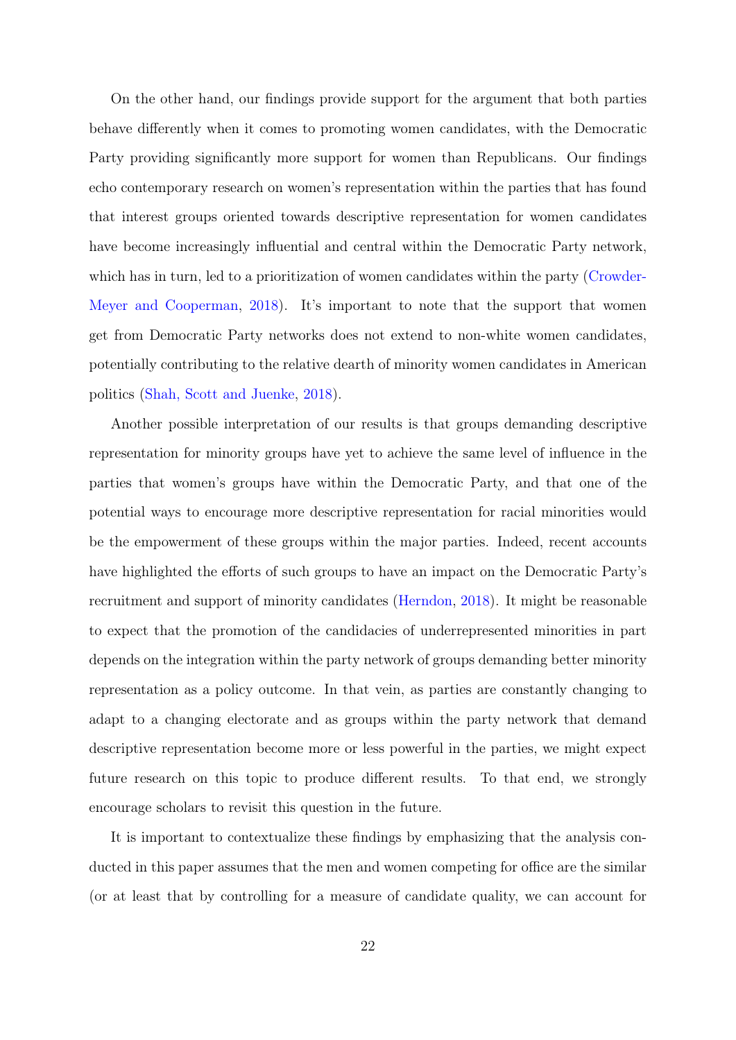On the other hand, our findings provide support for the argument that both parties behave differently when it comes to promoting women candidates, with the Democratic Party providing significantly more support for women than Republicans. Our findings echo contemporary research on women's representation within the parties that has found that interest groups oriented towards descriptive representation for women candidates have become increasingly influential and central within the Democratic Party network, which has in turn, led to a prioritization of women candidates within the party (Crowder-Meyer and Cooperman, 2018). It's important to note that the support that women get from Democratic Party networks does not extend to non-white women candidates, potentially contributing to the relative dearth of minority women candidates in American politics (Shah, Scott and Juenke, 2018).

Another possible interpretation of our results is that groups demanding descriptive representation for minority groups have yet to achieve the same level of influence in the parties that women's groups have within the Democratic Party, and that one of the potential ways to encourage more descriptive representation for racial minorities would be the empowerment of these groups within the major parties. Indeed, recent accounts have highlighted the efforts of such groups to have an impact on the Democratic Party's recruitment and support of minority candidates (Herndon, 2018). It might be reasonable to expect that the promotion of the candidacies of underrepresented minorities in part depends on the integration within the party network of groups demanding better minority representation as a policy outcome. In that vein, as parties are constantly changing to adapt to a changing electorate and as groups within the party network that demand descriptive representation become more or less powerful in the parties, we might expect future research on this topic to produce different results. To that end, we strongly encourage scholars to revisit this question in the future.

It is important to contextualize these findings by emphasizing that the analysis conducted in this paper assumes that the men and women competing for office are the similar (or at least that by controlling for a measure of candidate quality, we can account for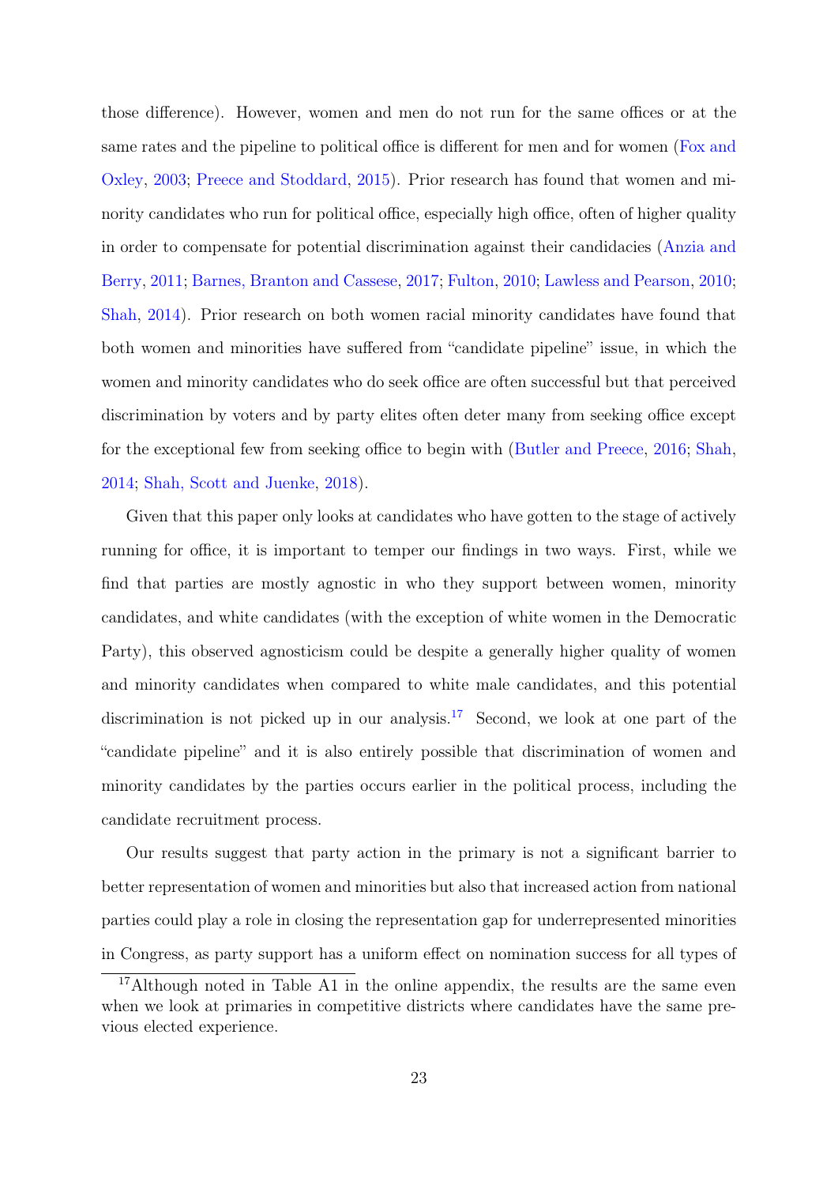those difference). However, women and men do not run for the same offices or at the same rates and the pipeline to political office is different for men and for women (Fox and Oxley, 2003; Preece and Stoddard, 2015). Prior research has found that women and minority candidates who run for political office, especially high office, often of higher quality in order to compensate for potential discrimination against their candidacies (Anzia and Berry, 2011; Barnes, Branton and Cassese, 2017; Fulton, 2010; Lawless and Pearson, 2010; Shah, 2014). Prior research on both women racial minority candidates have found that both women and minorities have suffered from "candidate pipeline" issue, in which the women and minority candidates who do seek office are often successful but that perceived discrimination by voters and by party elites often deter many from seeking office except for the exceptional few from seeking office to begin with (Butler and Preece, 2016; Shah, 2014; Shah, Scott and Juenke, 2018).

Given that this paper only looks at candidates who have gotten to the stage of actively running for office, it is important to temper our findings in two ways. First, while we find that parties are mostly agnostic in who they support between women, minority candidates, and white candidates (with the exception of white women in the Democratic Party), this observed agnosticism could be despite a generally higher quality of women and minority candidates when compared to white male candidates, and this potential discrimination is not picked up in our analysis.[17] Second, we look at one part of the "candidate pipeline" and it is also entirely possible that discrimination of women and minority candidates by the parties occurs earlier in the political process, including the candidate recruitment process.

Our results suggest that party action in the primary is not a significant barrier to better representation of women and minorities but also that increased action from national parties could play a role in closing the representation gap for underrepresented minorities in Congress, as party support has a uniform effect on nomination success for all types of

[17]Although noted in Table A1 in the online appendix, the results are the same even when we look at primaries in competitive districts where candidates have the same previous elected experience.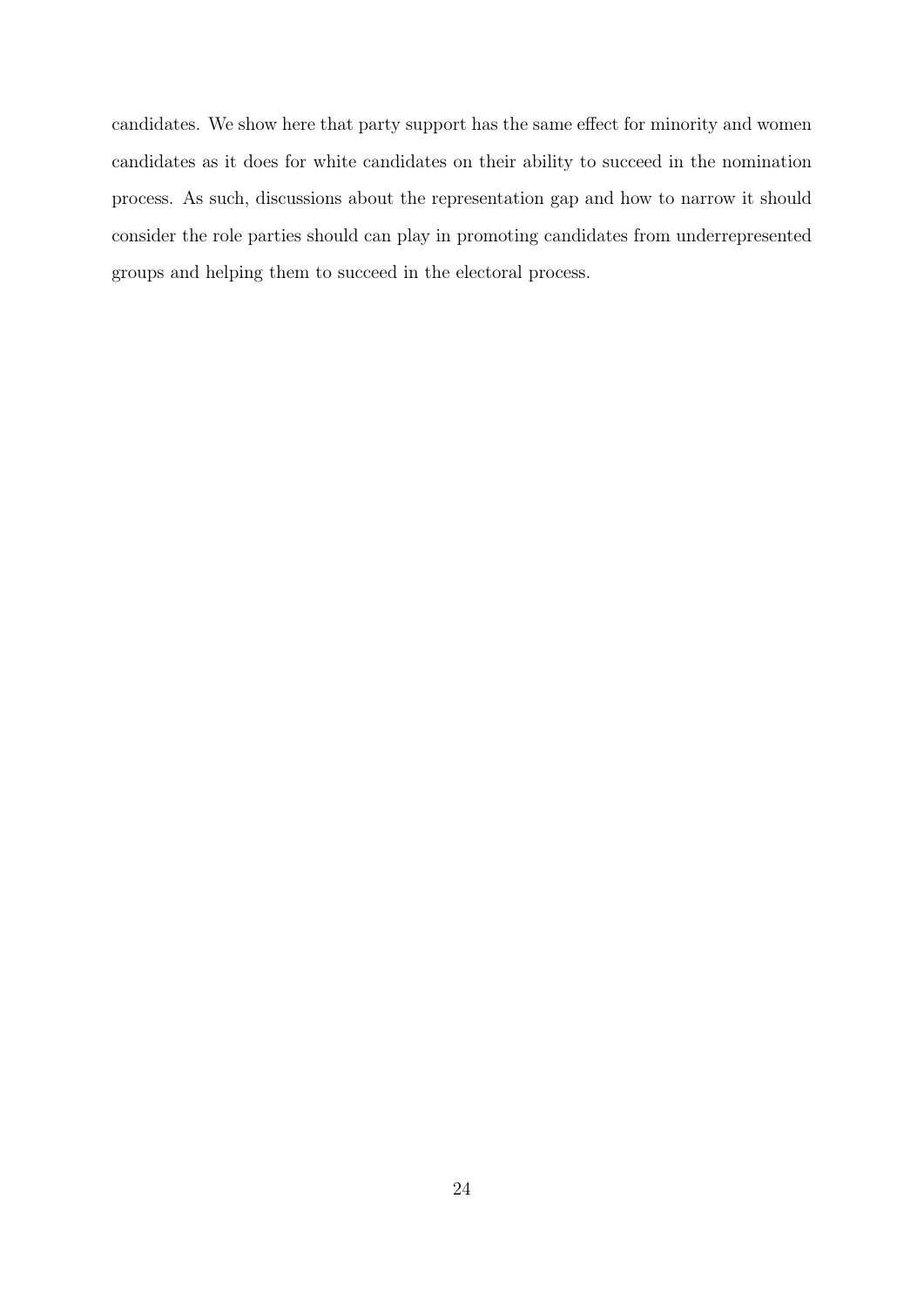candidates. We show here that party support has the same effect for minority and women candidates as it does for white candidates on their ability to succeed in the nomination process. As such, discussions about the representation gap and how to narrow it should consider the role parties should can play in promoting candidates from underrepresented groups and helping them to succeed in the electoral process.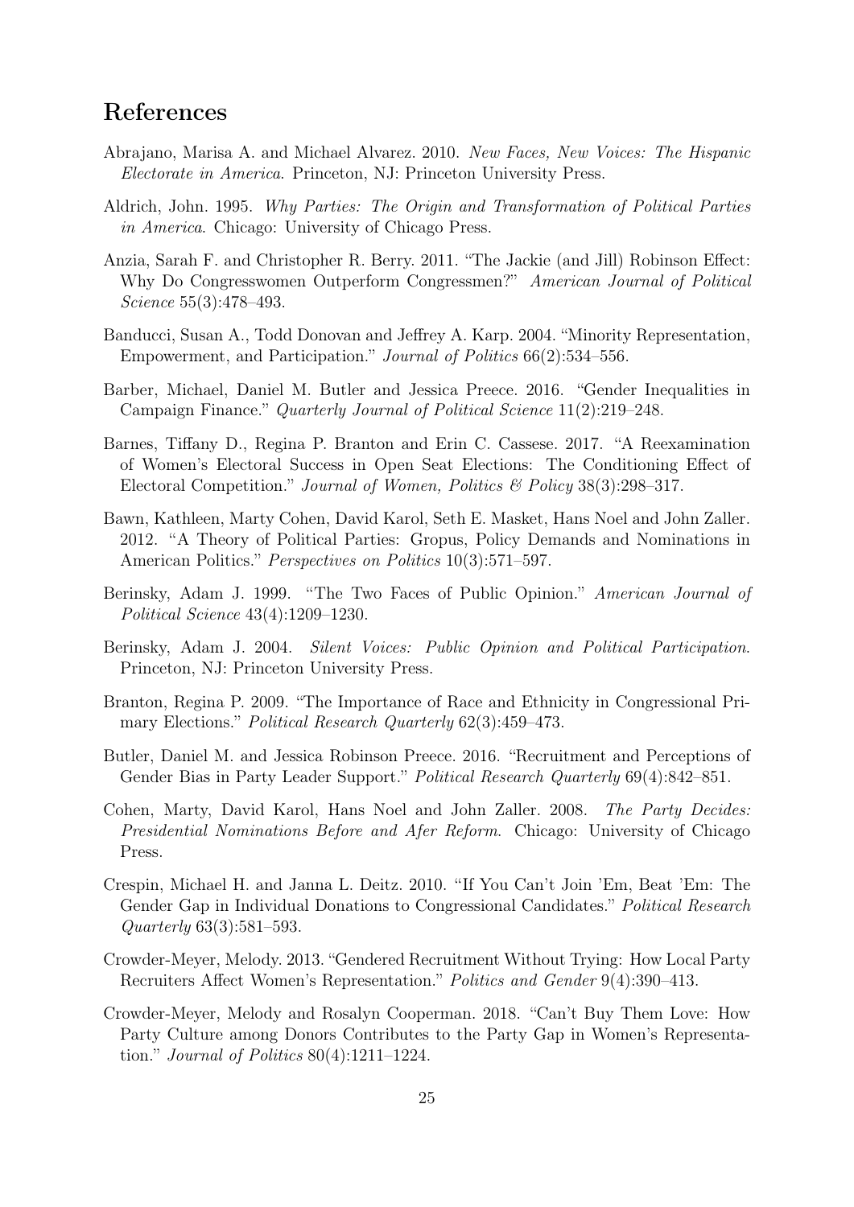## References

Abrajano, Marisa A. and Michael Alvarez. 2010. *New Faces, New Voices: The Hispanic Electorate in America*. Princeton, NJ: Princeton University Press.

Aldrich, John. 1995. *Why Parties: The Origin and Transformation of Political Parties in America*. Chicago: University of Chicago Press.

Anzia, Sarah F. and Christopher R. Berry. 2011. "The Jackie (and Jill) Robinson Effect: Why Do Congresswomen Outperform Congressmen?" *American Journal of Political Science* 55(3):478–493.

Banducci, Susan A., Todd Donovan and Jeffrey A. Karp. 2004. "Minority Representation, Empowerment, and Participation." *Journal of Politics* 66(2):534–556.

Barber, Michael, Daniel M. Butler and Jessica Preece. 2016. "Gender Inequalities in Campaign Finance." *Quarterly Journal of Political Science* 11(2):219–248.

Barnes, Tiffany D., Regina P. Branton and Erin C. Cassese. 2017. "A Reexamination of Women's Electoral Success in Open Seat Elections: The Conditioning Effect of Electoral Competition." *Journal of Women, Politics & Policy* 38(3):298–317.

Bawn, Kathleen, Marty Cohen, David Karol, Seth E. Masket, Hans Noel and John Zaller. 2012. "A Theory of Political Parties: Gropus, Policy Demands and Nominations in American Politics." *Perspectives on Politics* 10(3):571–597.

Berinsky, Adam J. 1999. "The Two Faces of Public Opinion." *American Journal of Political Science* 43(4):1209–1230.

Berinsky, Adam J. 2004. *Silent Voices: Public Opinion and Political Participation*. Princeton, NJ: Princeton University Press.

Branton, Regina P. 2009. "The Importance of Race and Ethnicity in Congressional Primary Elections." *Political Research Quarterly* 62(3):459–473.

Butler, Daniel M. and Jessica Robinson Preece. 2016. "Recruitment and Perceptions of Gender Bias in Party Leader Support." *Political Research Quarterly* 69(4):842–851.

Cohen, Marty, David Karol, Hans Noel and John Zaller. 2008. *The Party Decides: Presidential Nominations Before and Afer Reform*. Chicago: University of Chicago Press.

Crespin, Michael H. and Janna L. Deitz. 2010. "If You Can't Join 'Em, Beat 'Em: The Gender Gap in Individual Donations to Congressional Candidates." *Political Research Quarterly* 63(3):581–593.

Crowder-Meyer, Melody. 2013. "Gendered Recruitment Without Trying: How Local Party Recruiters Affect Women's Representation." *Politics and Gender* 9(4):390–413.

Crowder-Meyer, Melody and Rosalyn Cooperman. 2018. "Can't Buy Them Love: How Party Culture among Donors Contributes to the Party Gap in Women's Representation." *Journal of Politics* 80(4):1211–1224.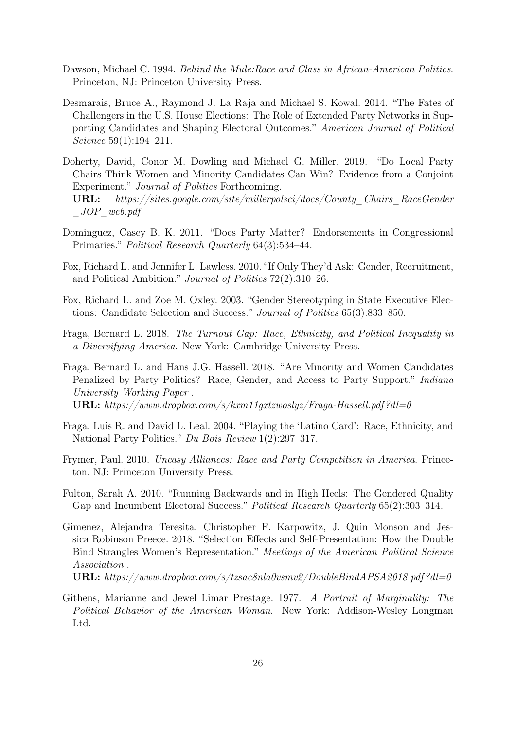Dawson, Michael C. 1994. *Behind the Mule:Race and Class in African-American Politics*. Princeton, NJ: Princeton University Press.

Desmarais, Bruce A., Raymond J. La Raja and Michael S. Kowal. 2014. "The Fates of Challengers in the U.S. House Elections: The Role of Extended Party Networks in Supporting Candidates and Shaping Electoral Outcomes." *American Journal of Political Science* 59(1):194–211.

Doherty, David, Conor M. Dowling and Michael G. Miller. 2019. "Do Local Party Chairs Think Women and Minority Candidates Can Win? Evidence from a Conjoint Experiment." *Journal of Politics* Forthcomimg.
**URL:** *https://sites.google.com/site/millerpolsci/docs/County_ Chairs_ RaceGender _ JOP_ web.pdf*

Dominguez, Casey B. K. 2011. "Does Party Matter? Endorsements in Congressional Primaries." *Political Research Quarterly* 64(3):534–44.

Fox, Richard L. and Jennifer L. Lawless. 2010. "If Only They'd Ask: Gender, Recruitment, and Political Ambition." *Journal of Politics* 72(2):310–26.

Fox, Richard L. and Zoe M. Oxley. 2003. "Gender Stereotyping in State Executive Elections: Candidate Selection and Success." *Journal of Politics* 65(3):833–850.

Fraga, Bernard L. 2018. *The Turnout Gap: Race, Ethnicity, and Political Inequality in a Diversifying America*. New York: Cambridge University Press.

Fraga, Bernard L. and Hans J.G. Hassell. 2018. "Are Minority and Women Candidates Penalized by Party Politics? Race, Gender, and Access to Party Support." *Indiana University Working Paper* .
**URL:** *https://www.dropbox.com/s/kxm11gxtzwoslyz/Fraga-Hassell.pdf?dl=0*

Fraga, Luis R. and David L. Leal. 2004. "Playing the 'Latino Card': Race, Ethnicity, and National Party Politics." *Du Bois Review* 1(2):297–317.

Frymer, Paul. 2010. *Uneasy Alliances: Race and Party Competition in America*. Princeton, NJ: Princeton University Press.

Fulton, Sarah A. 2010. "Running Backwards and in High Heels: The Gendered Quality Gap and Incumbent Electoral Success." *Political Research Quarterly* 65(2):303–314.

Gimenez, Alejandra Teresita, Christopher F. Karpowitz, J. Quin Monson and Jessica Robinson Preece. 2018. "Selection Effects and Self-Presentation: How the Double Bind Strangles Women's Representation." *Meetings of the American Political Science Association* .
**URL:** *https://www.dropbox.com/s/tzsac8nla0vsmv2/DoubleBindAPSA2018.pdf?dl=0*

Githens, Marianne and Jewel Limar Prestage. 1977. *A Portrait of Marginality: The Political Behavior of the American Woman*. New York: Addison-Wesley Longman Ltd.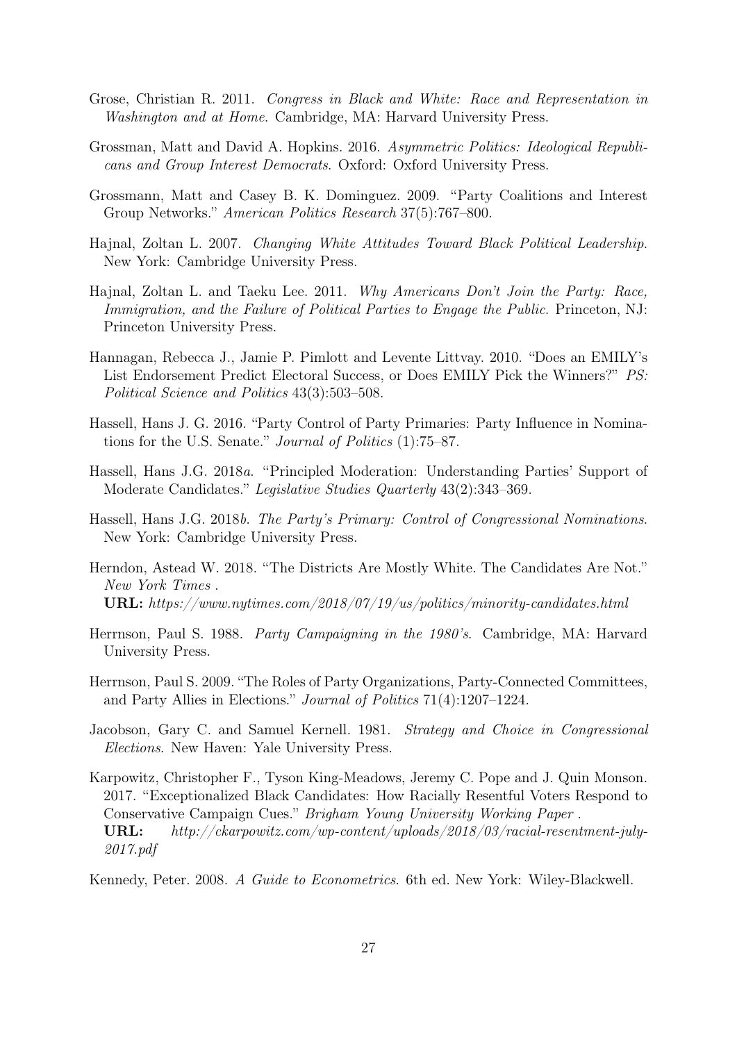Grose, Christian R. 2011. *Congress in Black and White: Race and Representation in Washington and at Home*. Cambridge, MA: Harvard University Press.

Grossman, Matt and David A. Hopkins. 2016. *Asymmetric Politics: Ideological Republicans and Group Interest Democrats*. Oxford: Oxford University Press.

Grossmann, Matt and Casey B. K. Dominguez. 2009. "Party Coalitions and Interest Group Networks." *American Politics Research* 37(5):767–800.

Hajnal, Zoltan L. 2007. *Changing White Attitudes Toward Black Political Leadership*. New York: Cambridge University Press.

Hajnal, Zoltan L. and Taeku Lee. 2011. *Why Americans Don't Join the Party: Race, Immigration, and the Failure of Political Parties to Engage the Public*. Princeton, NJ: Princeton University Press.

Hannagan, Rebecca J., Jamie P. Pimlott and Levente Littvay. 2010. "Does an EMILY's List Endorsement Predict Electoral Success, or Does EMILY Pick the Winners?" *PS: Political Science and Politics* 43(3):503–508.

Hassell, Hans J. G. 2016. "Party Control of Party Primaries: Party Influence in Nominations for the U.S. Senate." *Journal of Politics* (1):75–87.

Hassell, Hans J.G. 2018*a*. "Principled Moderation: Understanding Parties' Support of Moderate Candidates." *Legislative Studies Quarterly* 43(2):343–369.

Hassell, Hans J.G. 2018*b*. *The Party's Primary: Control of Congressional Nominations*. New York: Cambridge University Press.

Herndon, Astead W. 2018. "The Districts Are Mostly White. The Candidates Are Not." *New York Times* .
**URL:** *https://www.nytimes.com/2018/07/19/us/politics/minority-candidates.html*

Herrnson, Paul S. 1988. *Party Campaigning in the 1980's*. Cambridge, MA: Harvard University Press.

Herrnson, Paul S. 2009. "The Roles of Party Organizations, Party-Connected Committees, and Party Allies in Elections." *Journal of Politics* 71(4):1207–1224.

Jacobson, Gary C. and Samuel Kernell. 1981. *Strategy and Choice in Congressional Elections*. New Haven: Yale University Press.

Karpowitz, Christopher F., Tyson King-Meadows, Jeremy C. Pope and J. Quin Monson. 2017. "Exceptionalized Black Candidates: How Racially Resentful Voters Respond to Conservative Campaign Cues." *Brigham Young University Working Paper* .
**URL:** *http://ckarpowitz.com/wp-content/uploads/2018/03/racial-resentment-july-2017.pdf*

Kennedy, Peter. 2008. *A Guide to Econometrics*. 6th ed. New York: Wiley-Blackwell.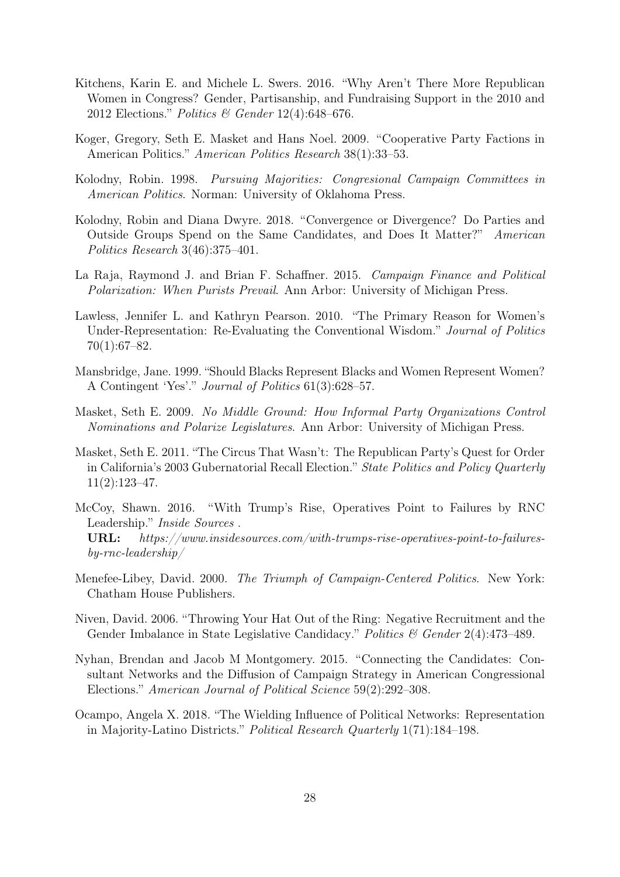Kitchens, Karin E. and Michele L. Swers. 2016. "Why Aren't There More Republican Women in Congress? Gender, Partisanship, and Fundraising Support in the 2010 and 2012 Elections." *Politics & Gender* 12(4):648–676.

Koger, Gregory, Seth E. Masket and Hans Noel. 2009. "Cooperative Party Factions in American Politics." *American Politics Research* 38(1):33–53.

Kolodny, Robin. 1998. *Pursuing Majorities: Congresional Campaign Committees in American Politics*. Norman: University of Oklahoma Press.

Kolodny, Robin and Diana Dwyre. 2018. "Convergence or Divergence? Do Parties and Outside Groups Spend on the Same Candidates, and Does It Matter?" *American Politics Research* 3(46):375–401.

La Raja, Raymond J. and Brian F. Schaffner. 2015. *Campaign Finance and Political Polarization: When Purists Prevail*. Ann Arbor: University of Michigan Press.

Lawless, Jennifer L. and Kathryn Pearson. 2010. "The Primary Reason for Women's Under-Representation: Re-Evaluating the Conventional Wisdom." *Journal of Politics* 70(1):67–82.

Mansbridge, Jane. 1999. "Should Blacks Represent Blacks and Women Represent Women? A Contingent 'Yes'." *Journal of Politics* 61(3):628–57.

Masket, Seth E. 2009. *No Middle Ground: How Informal Party Organizations Control Nominations and Polarize Legislatures*. Ann Arbor: University of Michigan Press.

Masket, Seth E. 2011. "The Circus That Wasn't: The Republican Party's Quest for Order in California's 2003 Gubernatorial Recall Election." *State Politics and Policy Quarterly* 11(2):123–47.

McCoy, Shawn. 2016. "With Trump's Rise, Operatives Point to Failures by RNC Leadership." *Inside Sources* .
**URL:** *https://www.insidesources.com/with-trumps-rise-operatives-point-to-failures-by-rnc-leadership/*

Menefee-Libey, David. 2000. *The Triumph of Campaign-Centered Politics*. New York: Chatham House Publishers.

Niven, David. 2006. "Throwing Your Hat Out of the Ring: Negative Recruitment and the Gender Imbalance in State Legislative Candidacy." *Politics & Gender* 2(4):473–489.

Nyhan, Brendan and Jacob M Montgomery. 2015. "Connecting the Candidates: Consultant Networks and the Diffusion of Campaign Strategy in American Congressional Elections." *American Journal of Political Science* 59(2):292–308.

Ocampo, Angela X. 2018. "The Wielding Influence of Political Networks: Representation in Majority-Latino Districts." *Political Research Quarterly* 1(71):184–198.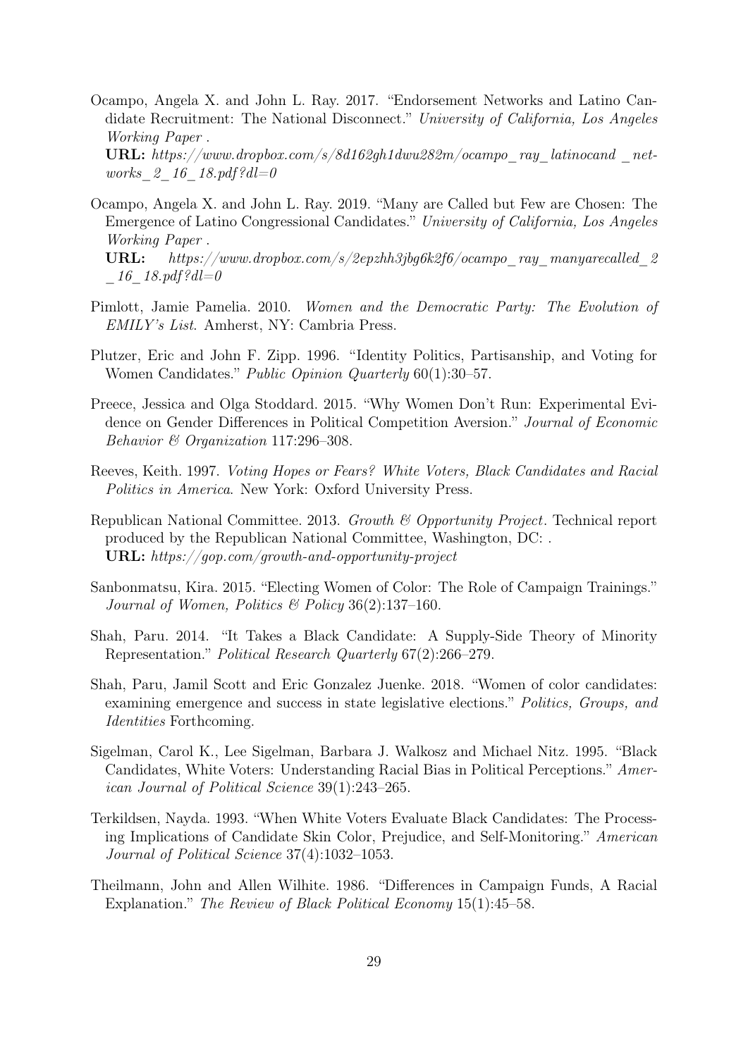Ocampo, Angela X. and John L. Ray. 2017. "Endorsement Networks and Latino Candidate Recruitment: The National Disconnect." *University of California, Los Angeles Working Paper* .
**URL:** *https://www.dropbox.com/s/8d162gh1dwu282m/ocampo_ray_latinocand_networks_2_16_18.pdf?dl=0*

Ocampo, Angela X. and John L. Ray. 2019. "Many are Called but Few are Chosen: The Emergence of Latino Congressional Candidates." *University of California, Los Angeles Working Paper* .
**URL:** *https://www.dropbox.com/s/2epzhh3jbg6k2f6/ocampo_ray_manyarecalled_2_16_18.pdf?dl=0*

Pimlott, Jamie Pamelia. 2010. *Women and the Democratic Party: The Evolution of EMILY's List*. Amherst, NY: Cambria Press.

Plutzer, Eric and John F. Zipp. 1996. "Identity Politics, Partisanship, and Voting for Women Candidates." *Public Opinion Quarterly* 60(1):30–57.

Preece, Jessica and Olga Stoddard. 2015. "Why Women Don't Run: Experimental Evidence on Gender Differences in Political Competition Aversion." *Journal of Economic Behavior & Organization* 117:296–308.

Reeves, Keith. 1997. *Voting Hopes or Fears? White Voters, Black Candidates and Racial Politics in America*. New York: Oxford University Press.

Republican National Committee. 2013. *Growth & Opportunity Project*. Technical report produced by the Republican National Committee, Washington, DC: .
**URL:** *https://gop.com/growth-and-opportunity-project*

Sanbonmatsu, Kira. 2015. "Electing Women of Color: The Role of Campaign Trainings." *Journal of Women, Politics & Policy* 36(2):137–160.

Shah, Paru. 2014. "It Takes a Black Candidate: A Supply-Side Theory of Minority Representation." *Political Research Quarterly* 67(2):266–279.

Shah, Paru, Jamil Scott and Eric Gonzalez Juenke. 2018. "Women of color candidates: examining emergence and success in state legislative elections." *Politics, Groups, and Identities* Forthcoming.

Sigelman, Carol K., Lee Sigelman, Barbara J. Walkosz and Michael Nitz. 1995. "Black Candidates, White Voters: Understanding Racial Bias in Political Perceptions." *American Journal of Political Science* 39(1):243–265.

Terkildsen, Nayda. 1993. "When White Voters Evaluate Black Candidates: The Processing Implications of Candidate Skin Color, Prejudice, and Self-Monitoring." *American Journal of Political Science* 37(4):1032–1053.

Theilmann, John and Allen Wilhite. 1986. "Differences in Campaign Funds, A Racial Explanation." *The Review of Black Political Economy* 15(1):45–58.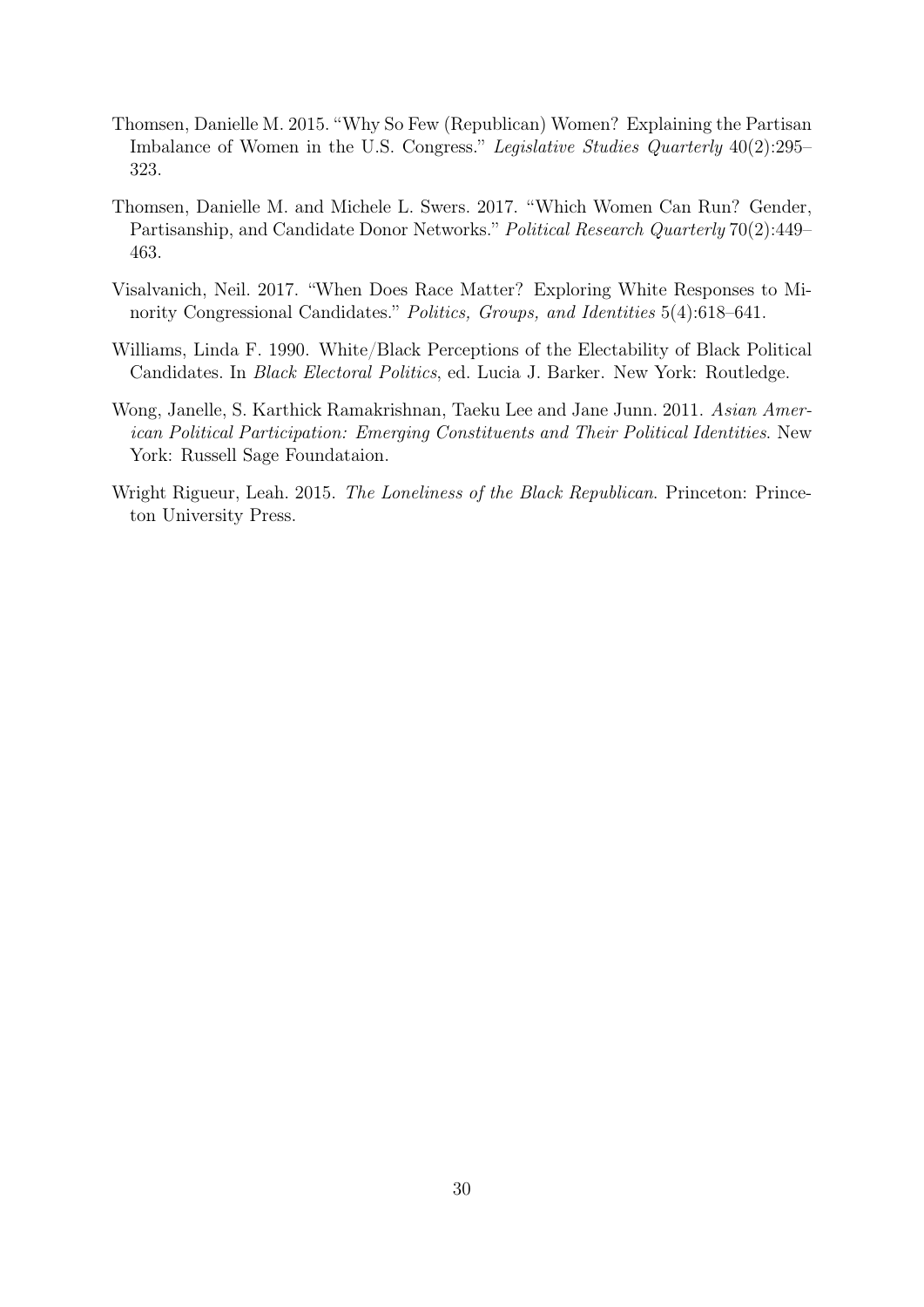Thomsen, Danielle M. 2015. "Why So Few (Republican) Women? Explaining the Partisan Imbalance of Women in the U.S. Congress." *Legislative Studies Quarterly* 40(2):295–323.

Thomsen, Danielle M. and Michele L. Swers. 2017. "Which Women Can Run? Gender, Partisanship, and Candidate Donor Networks." *Political Research Quarterly* 70(2):449–463.

Visalvanich, Neil. 2017. "When Does Race Matter? Exploring White Responses to Minority Congressional Candidates." *Politics, Groups, and Identities* 5(4):618–641.

Williams, Linda F. 1990. White/Black Perceptions of the Electability of Black Political Candidates. In *Black Electoral Politics*, ed. Lucia J. Barker. New York: Routledge.

Wong, Janelle, S. Karthick Ramakrishnan, Taeku Lee and Jane Junn. 2011. *Asian American Political Participation: Emerging Constituents and Their Political Identities*. New York: Russell Sage Foundataion.

Wright Rigueur, Leah. 2015. *The Loneliness of the Black Republican*. Princeton: Princeton University Press.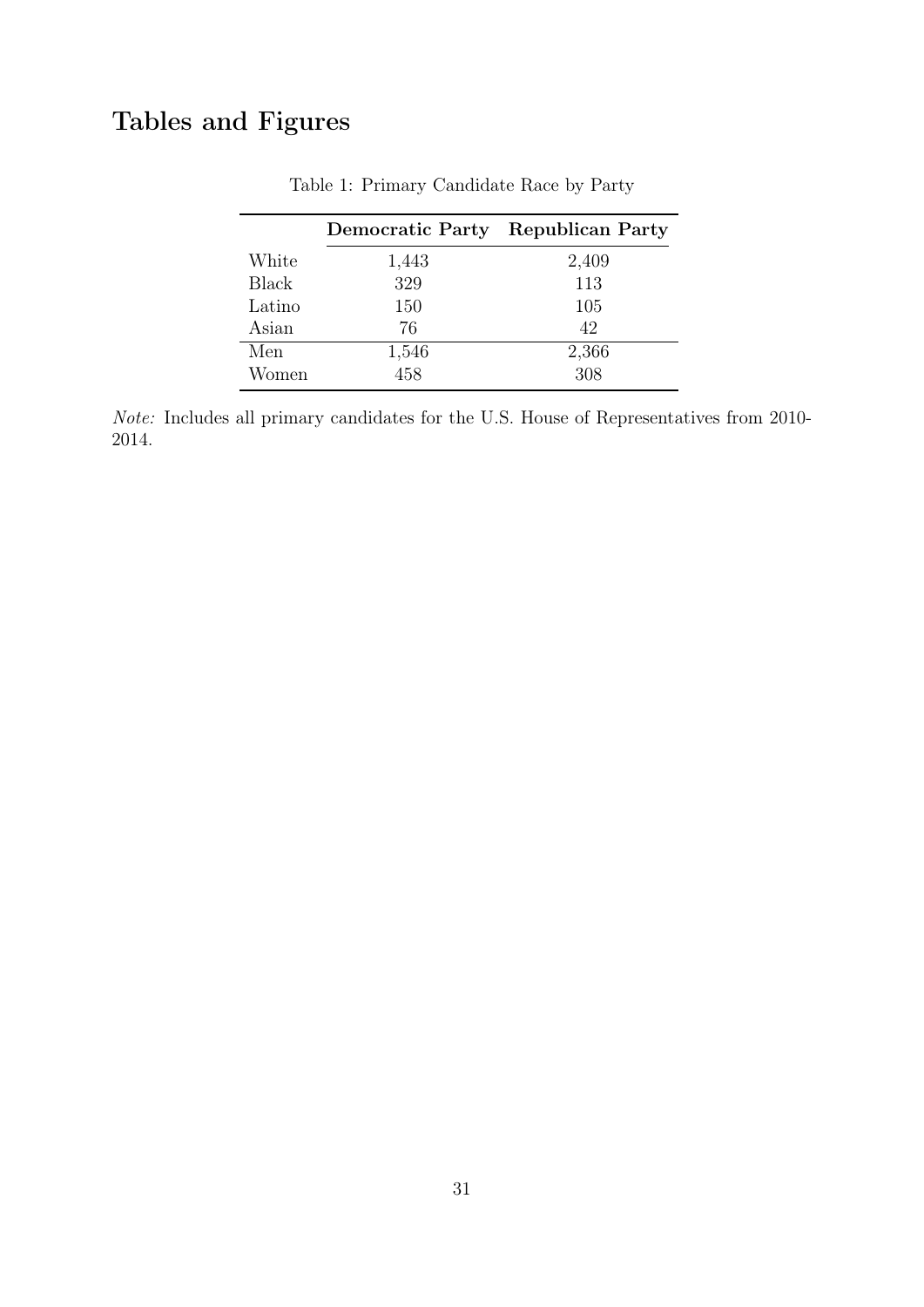# Tables and Figures

Table 1: Primary Candidate Race by Party

| | **Democratic Party** | **Republican Party** |
|---|---|---|
| White | 1,443 | 2,409 |
| Black | 329 | 113 |
| Latino | 150 | 105 |
| Asian | 76 | 42 |
| Men | 1,546 | 2,366 |
| Women | 458 | 308 |

*Note:* Includes all primary candidates for the U.S. House of Representatives from 2010-2014.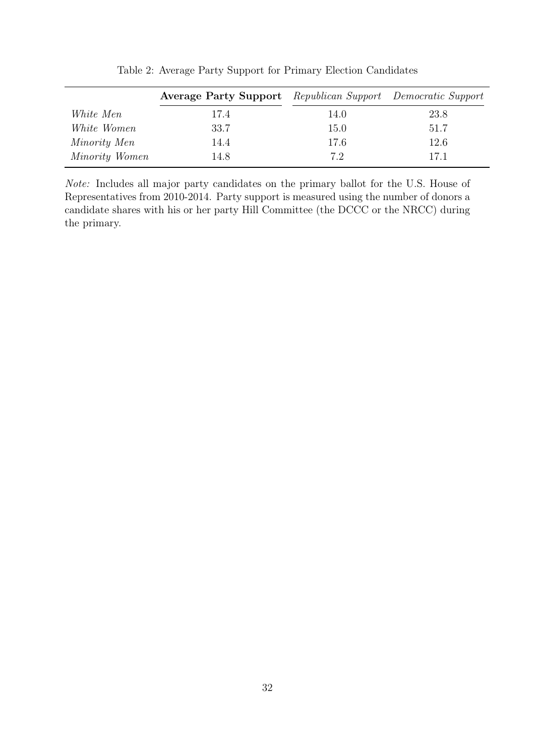Table 2: Average Party Support for Primary Election Candidates

| | **Average Party Support** | *Republican Support* | *Democratic Support* |
|---|---|---|---|
| *White Men* | 17.4 | 14.0 | 23.8 |
| *White Women* | 33.7 | 15.0 | 51.7 |
| *Minority Men* | 14.4 | 17.6 | 12.6 |
| *Minority Women* | 14.8 | 7.2 | 17.1 |

*Note:* Includes all major party candidates on the primary ballot for the U.S. House of Representatives from 2010-2014. Party support is measured using the number of donors a candidate shares with his or her party Hill Committee (the DCCC or the NRCC) during the primary.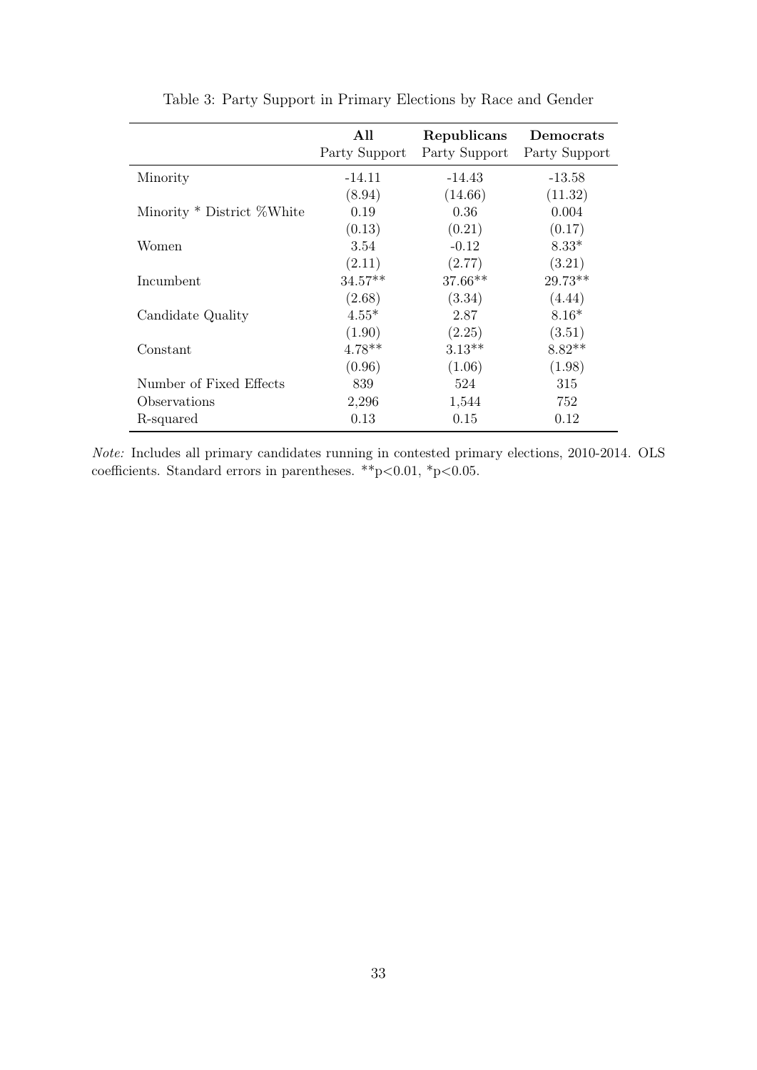Table 3: Party Support in Primary Elections by Race and Gender

| | **All** Party Support | **Republicans** Party Support | **Democrats** Party Support |
|---|---|---|---|
| Minority | -14.11 | -14.43 | -13.58 |
| | (8.94) | (14.66) | (11.32) |
| Minority * District %White | 0.19 | 0.36 | 0.004 |
| | (0.13) | (0.21) | (0.17) |
| Women | 3.54 | -0.12 | 8.33* |
| | (2.11) | (2.77) | (3.21) |
| Incumbent | 34.57** | 37.66** | 29.73** |
| | (2.68) | (3.34) | (4.44) |
| Candidate Quality | 4.55* | 2.87 | 8.16* |
| | (1.90) | (2.25) | (3.51) |
| Constant | 4.78** | 3.13** | 8.82** |
| | (0.96) | (1.06) | (1.98) |
| Number of Fixed Effects | 839 | 524 | 315 |
| Observations | 2,296 | 1,544 | 752 |
| R-squared | 0.13 | 0.15 | 0.12 |

*Note:* Includes all primary candidates running in contested primary elections, 2010-2014. OLS coefficients. Standard errors in parentheses. **p<0.01, *p<0.05.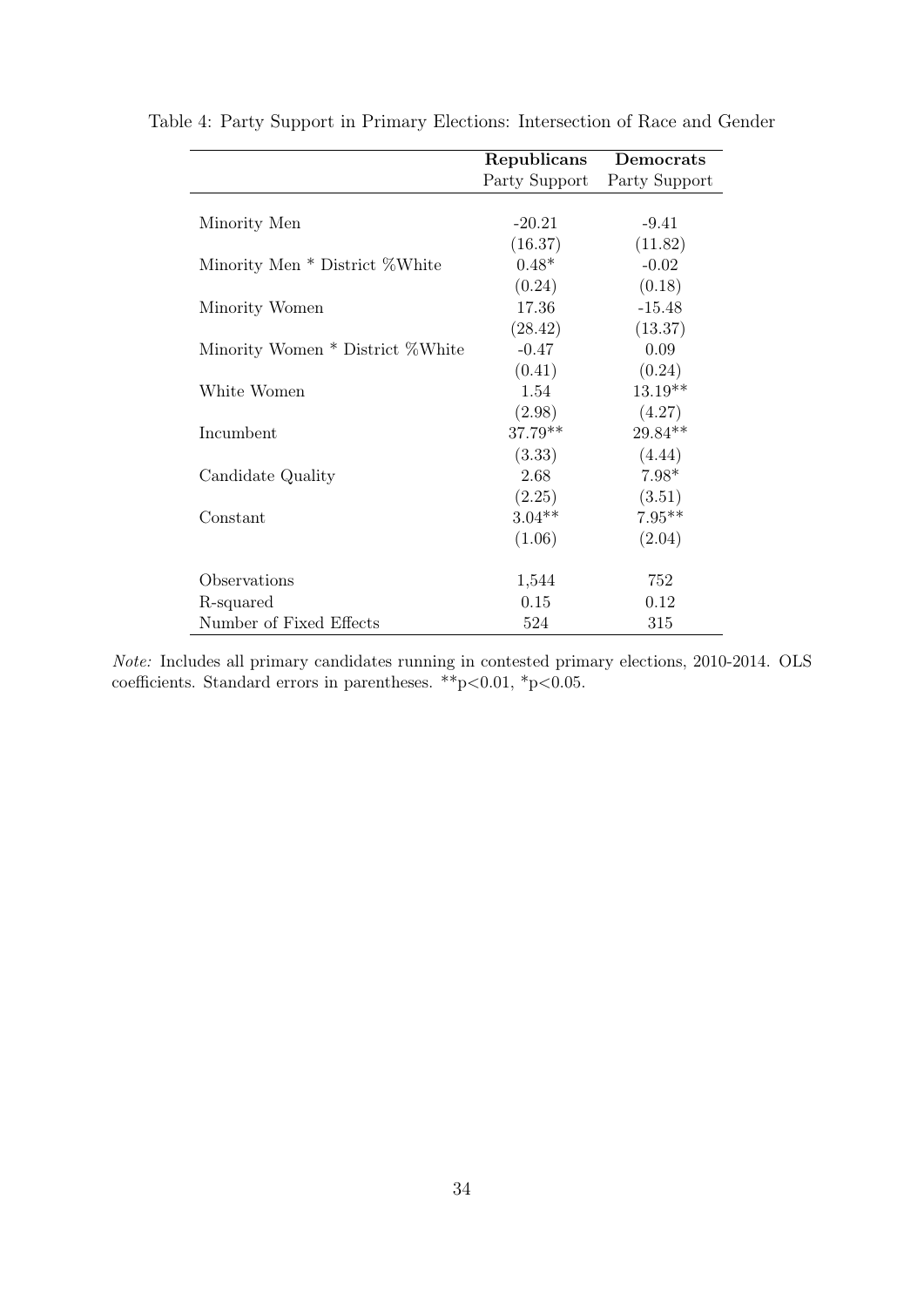Table 4: Party Support in Primary Elections: Intersection of Race and Gender

| | **Republicans** | **Democrats** |
|---|---|---|
| | Party Support | Party Support |
| Minority Men | -20.21 | -9.41 |
| | (16.37) | (11.82) |
| Minority Men * District %White | 0.48* | -0.02 |
| | (0.24) | (0.18) |
| Minority Women | 17.36 | -15.48 |
| | (28.42) | (13.37) |
| Minority Women * District %White | -0.47 | 0.09 |
| | (0.41) | (0.24) |
| White Women | 1.54 | 13.19** |
| | (2.98) | (4.27) |
| Incumbent | 37.79** | 29.84** |
| | (3.33) | (4.44) |
| Candidate Quality | 2.68 | 7.98* |
| | (2.25) | (3.51) |
| Constant | 3.04** | 7.95** |
| | (1.06) | (2.04) |
| Observations | 1,544 | 752 |
| R-squared | 0.15 | 0.12 |
| Number of Fixed Effects | 524 | 315 |

*Note:* Includes all primary candidates running in contested primary elections, 2010-2014. OLS coefficients. Standard errors in parentheses. **$p<0.01$, *$p<0.05$.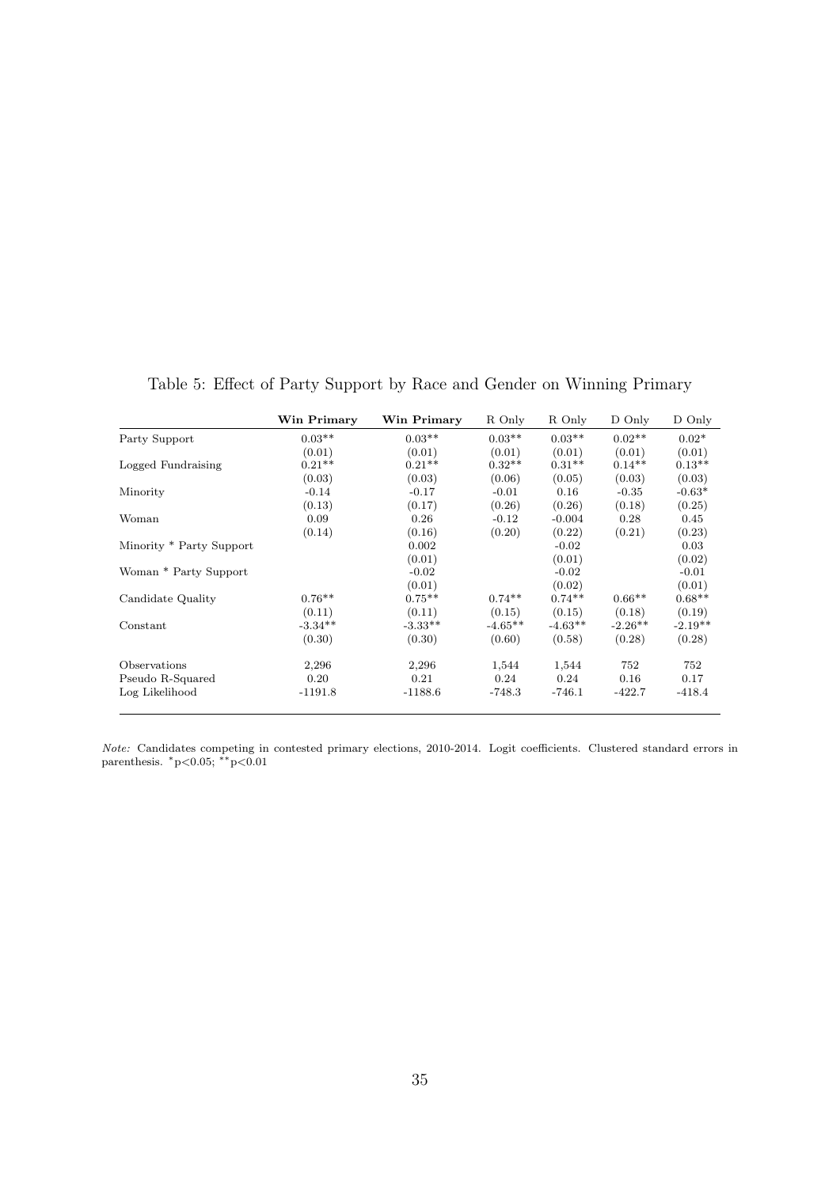Table 5: Effect of Party Support by Race and Gender on Winning Primary

| | **Win Primary** | **Win Primary** | R Only | R Only | D Only | D Only |
|---|---|---|---|---|---|---|
| Party Support | 0.03** | 0.03** | 0.03** | 0.03** | 0.02** | 0.02* |
| | (0.01) | (0.01) | (0.01) | (0.01) | (0.01) | (0.01) |
| Logged Fundraising | 0.21** | 0.21** | 0.32** | 0.31** | 0.14** | 0.13** |
| | (0.03) | (0.03) | (0.06) | (0.05) | (0.03) | (0.03) |
| Minority | -0.14 | -0.17 | -0.01 | 0.16 | -0.35 | -0.63* |
| | (0.13) | (0.17) | (0.26) | (0.26) | (0.18) | (0.25) |
| Woman | 0.09 | 0.26 | -0.12 | -0.004 | 0.28 | 0.45 |
| | (0.14) | (0.16) | (0.20) | (0.22) | (0.21) | (0.23) |
| Minority * Party Support | | 0.002 | | -0.02 | | 0.03 |
| | | (0.01) | | (0.01) | | (0.02) |
| Woman * Party Support | | -0.02 | | -0.02 | | -0.01 |
| | | (0.01) | | (0.02) | | (0.01) |
| Candidate Quality | 0.76** | 0.75** | 0.74** | 0.74** | 0.66** | 0.68** |
| | (0.11) | (0.11) | (0.15) | (0.15) | (0.18) | (0.19) |
| Constant | -3.34** | -3.33** | -4.65** | -4.63** | -2.26** | -2.19** |
| | (0.30) | (0.30) | (0.60) | (0.58) | (0.28) | (0.28) |
| Observations | 2,296 | 2,296 | 1,544 | 1,544 | 752 | 752 |
| Pseudo R-Squared | 0.20 | 0.21 | 0.24 | 0.24 | 0.16 | 0.17 |
| Log Likelihood | -1191.8 | -1188.6 | -748.3 | -746.1 | -422.7 | -418.4 |

*Note:* Candidates competing in contested primary elections, 2010-2014. Logit coefficients. Clustered standard errors in parenthesis. $^{*}$p<0.05; $^{**}$p<0.01